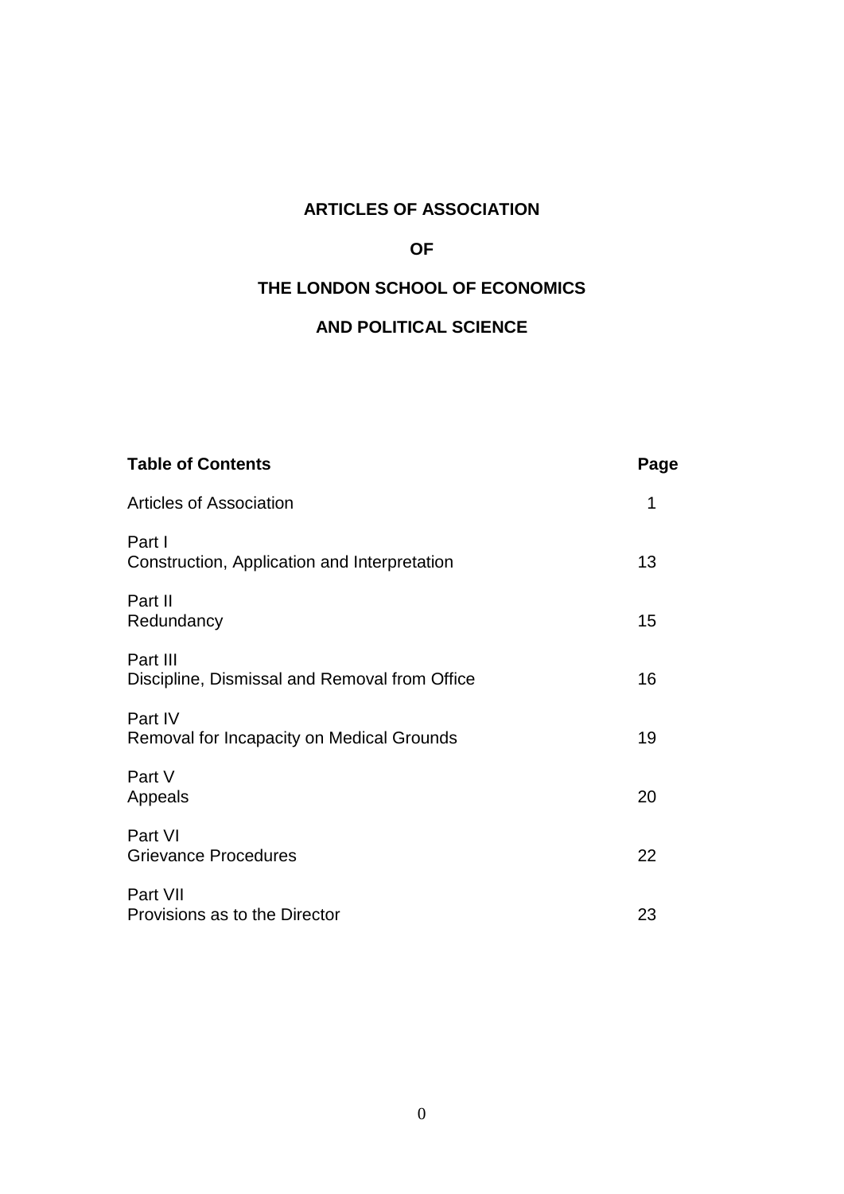# ARTICLES OF ASSOCIATION

# OF

# THE LONDON SCHOOL OF ECONOMICS

# AND POLITICAL SCIENCE

| Table of Contents | Page |
| --- | --- |
| Articles of Association | 1 |
| Part I<br>Construction, Application and Interpretation | 13 |
| Part II<br>Redundancy | 15 |
| Part III<br>Discipline, Dismissal and Removal from Office | 16 |
| Part IV<br>Removal for Incapacity on Medical Grounds | 19 |
| Part V<br>Appeals | 20 |
| Part VI<br>Grievance Procedures | 22 |
| Part VII<br>Provisions as to the Director | 23 |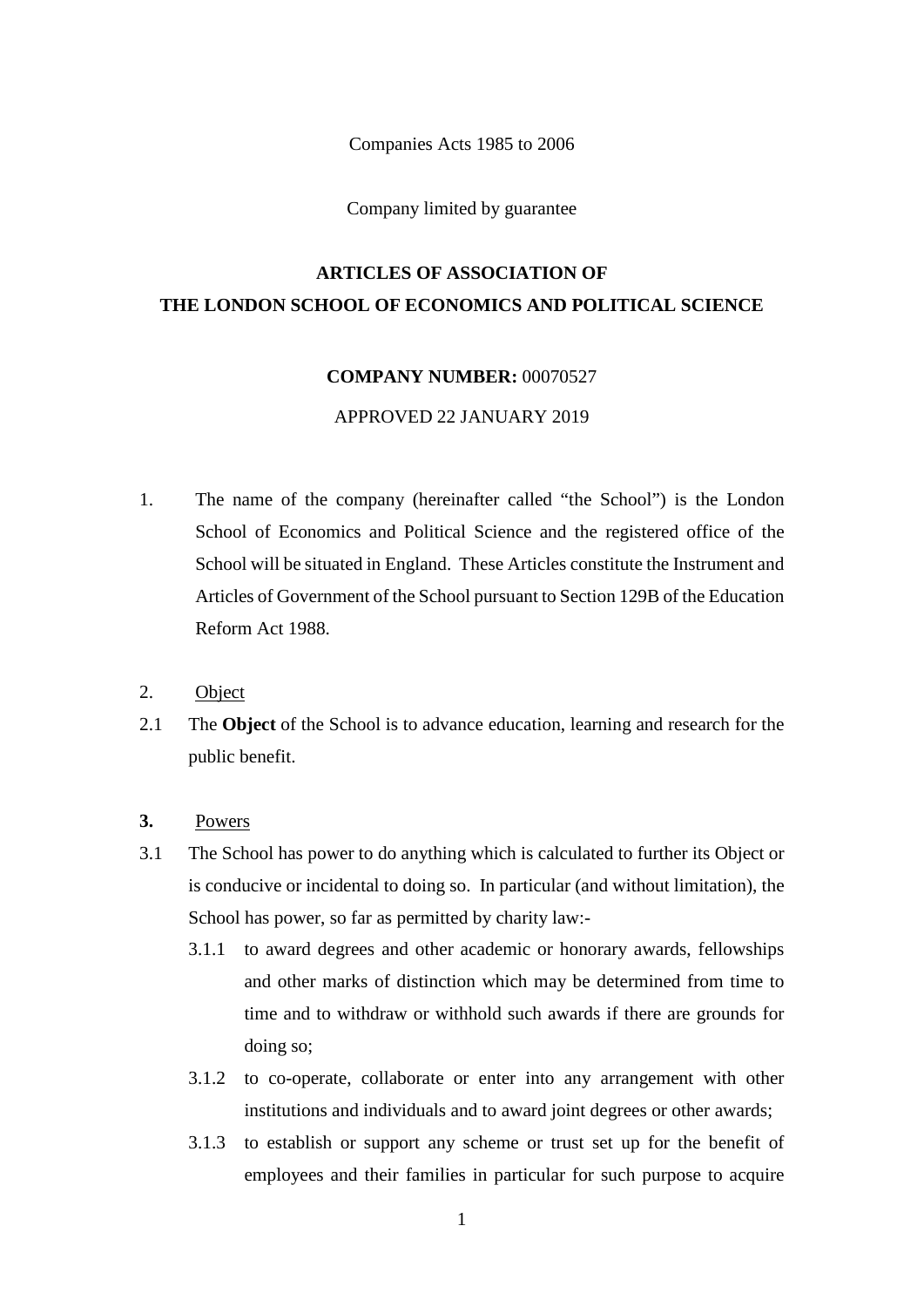Companies Acts 1985 to 2006

Company limited by guarantee

**ARTICLES OF ASSOCIATION OF**
**THE LONDON SCHOOL OF ECONOMICS AND POLITICAL SCIENCE**

**COMPANY NUMBER:** 00070527

APPROVED 22 JANUARY 2019

1. The name of the company (hereinafter called "the School") is the London School of Economics and Political Science and the registered office of the School will be situated in England. These Articles constitute the Instrument and Articles of Government of the School pursuant to Section 129B of the Education Reform Act 1988.

2. Object

2.1 The **Object** of the School is to advance education, learning and research for the public benefit.

**3.** Powers

3.1 The School has power to do anything which is calculated to further its Object or is conducive or incidental to doing so. In particular (and without limitation), the School has power, so far as permitted by charity law:-

3.1.1 to award degrees and other academic or honorary awards, fellowships and other marks of distinction which may be determined from time to time and to withdraw or withhold such awards if there are grounds for doing so;

3.1.2 to co-operate, collaborate or enter into any arrangement with other institutions and individuals and to award joint degrees or other awards;

3.1.3 to establish or support any scheme or trust set up for the benefit of employees and their families in particular for such purpose to acquire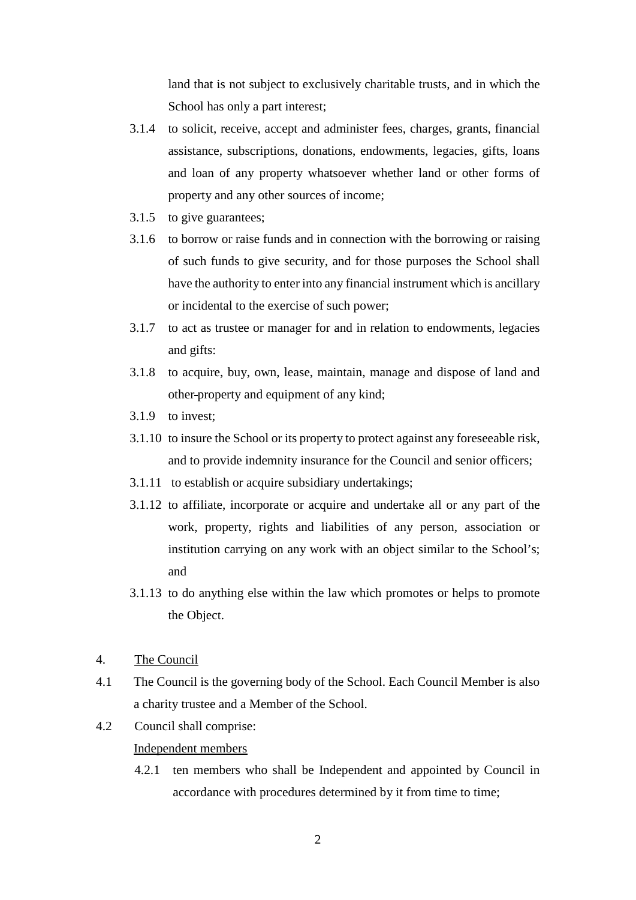land that is not subject to exclusively charitable trusts, and in which the School has only a part interest;

3.1.4 to solicit, receive, accept and administer fees, charges, grants, financial assistance, subscriptions, donations, endowments, legacies, gifts, loans and loan of any property whatsoever whether land or other forms of property and any other sources of income;

3.1.5 to give guarantees;

3.1.6 to borrow or raise funds and in connection with the borrowing or raising of such funds to give security, and for those purposes the School shall have the authority to enter into any financial instrument which is ancillary or incidental to the exercise of such power;

3.1.7 to act as trustee or manager for and in relation to endowments, legacies and gifts:

3.1.8 to acquire, buy, own, lease, maintain, manage and dispose of land and other property and equipment of any kind;

3.1.9 to invest;

3.1.10 to insure the School or its property to protect against any foreseeable risk, and to provide indemnity insurance for the Council and senior officers;

3.1.11 to establish or acquire subsidiary undertakings;

3.1.12 to affiliate, incorporate or acquire and undertake all or any part of the work, property, rights and liabilities of any person, association or institution carrying on any work with an object similar to the School's; and

3.1.13 to do anything else within the law which promotes or helps to promote the Object.

4. The Council

4.1 The Council is the governing body of the School. Each Council Member is also a charity trustee and a Member of the School.

4.2 Council shall comprise:

Independent members

4.2.1 ten members who shall be Independent and appointed by Council in accordance with procedures determined by it from time to time;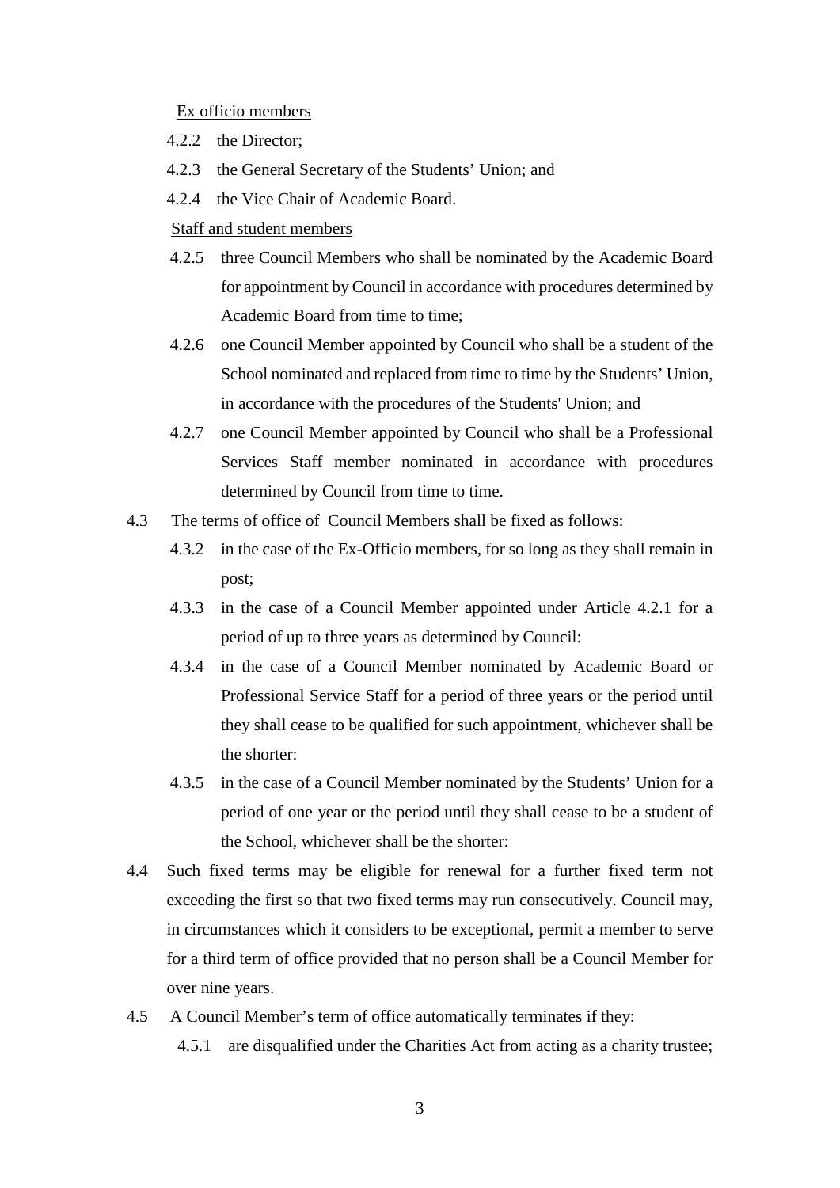<u>Ex officio members</u>

4.2.2 the Director;

4.2.3 the General Secretary of the Students' Union; and

4.2.4 the Vice Chair of Academic Board.

<u>Staff and student members</u>

4.2.5 three Council Members who shall be nominated by the Academic Board for appointment by Council in accordance with procedures determined by Academic Board from time to time;

4.2.6 one Council Member appointed by Council who shall be a student of the School nominated and replaced from time to time by the Students' Union, in accordance with the procedures of the Students' Union; and

4.2.7 one Council Member appointed by Council who shall be a Professional Services Staff member nominated in accordance with procedures determined by Council from time to time.

4.3 The terms of office of Council Members shall be fixed as follows:

4.3.2 in the case of the Ex-Officio members, for so long as they shall remain in post;

4.3.3 in the case of a Council Member appointed under Article 4.2.1 for a period of up to three years as determined by Council:

4.3.4 in the case of a Council Member nominated by Academic Board or Professional Service Staff for a period of three years or the period until they shall cease to be qualified for such appointment, whichever shall be the shorter:

4.3.5 in the case of a Council Member nominated by the Students' Union for a period of one year or the period until they shall cease to be a student of the School, whichever shall be the shorter:

4.4 Such fixed terms may be eligible for renewal for a further fixed term not exceeding the first so that two fixed terms may run consecutively. Council may, in circumstances which it considers to be exceptional, permit a member to serve for a third term of office provided that no person shall be a Council Member for over nine years.

4.5 A Council Member's term of office automatically terminates if they:

4.5.1 are disqualified under the Charities Act from acting as a charity trustee;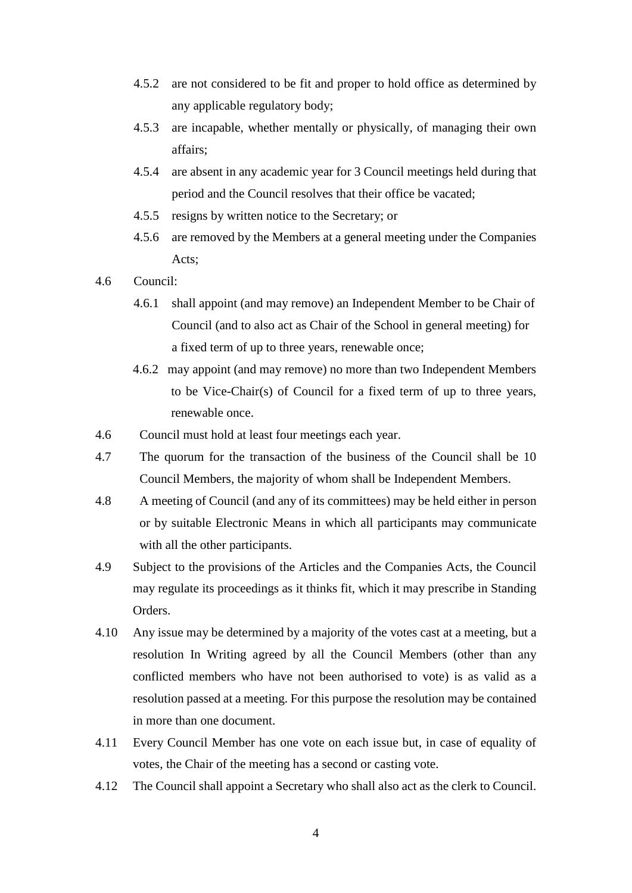4.5.2 are not considered to be fit and proper to hold office as determined by any applicable regulatory body;

4.5.3 are incapable, whether mentally or physically, of managing their own affairs;

4.5.4 are absent in any academic year for 3 Council meetings held during that period and the Council resolves that their office be vacated;

4.5.5 resigns by written notice to the Secretary; or

4.5.6 are removed by the Members at a general meeting under the Companies Acts;

4.6 Council:

4.6.1 shall appoint (and may remove) an Independent Member to be Chair of Council (and to also act as Chair of the School in general meeting) for a fixed term of up to three years, renewable once;

4.6.2 may appoint (and may remove) no more than two Independent Members to be Vice-Chair(s) of Council for a fixed term of up to three years, renewable once.

4.6 Council must hold at least four meetings each year.

4.7 The quorum for the transaction of the business of the Council shall be 10 Council Members, the majority of whom shall be Independent Members.

4.8 A meeting of Council (and any of its committees) may be held either in person or by suitable Electronic Means in which all participants may communicate with all the other participants.

4.9 Subject to the provisions of the Articles and the Companies Acts, the Council may regulate its proceedings as it thinks fit, which it may prescribe in Standing Orders.

4.10 Any issue may be determined by a majority of the votes cast at a meeting, but a resolution In Writing agreed by all the Council Members (other than any conflicted members who have not been authorised to vote) is as valid as a resolution passed at a meeting. For this purpose the resolution may be contained in more than one document.

4.11 Every Council Member has one vote on each issue but, in case of equality of votes, the Chair of the meeting has a second or casting vote.

4.12 The Council shall appoint a Secretary who shall also act as the clerk to Council.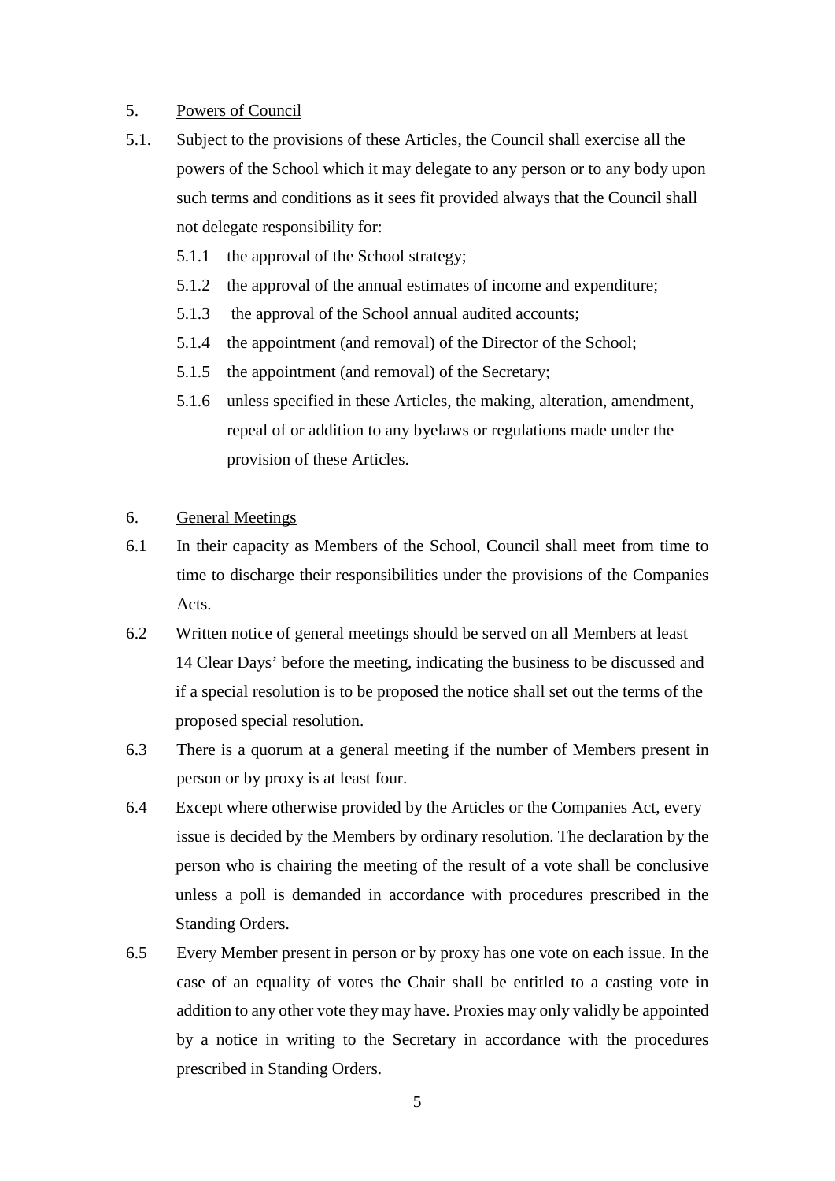5. <u>Powers of Council</u>

5.1. Subject to the provisions of these Articles, the Council shall exercise all the powers of the School which it may delegate to any person or to any body upon such terms and conditions as it sees fit provided always that the Council shall not delegate responsibility for:

  5.1.1 the approval of the School strategy;

  5.1.2 the approval of the annual estimates of income and expenditure;

  5.1.3 the approval of the School annual audited accounts;

  5.1.4 the appointment (and removal) of the Director of the School;

  5.1.5 the appointment (and removal) of the Secretary;

  5.1.6 unless specified in these Articles, the making, alteration, amendment, repeal of or addition to any byelaws or regulations made under the provision of these Articles.

6. <u>General Meetings</u>

6.1 In their capacity as Members of the School, Council shall meet from time to time to discharge their responsibilities under the provisions of the Companies Acts.

6.2 Written notice of general meetings should be served on all Members at least 14 Clear Days' before the meeting, indicating the business to be discussed and if a special resolution is to be proposed the notice shall set out the terms of the proposed special resolution.

6.3 There is a quorum at a general meeting if the number of Members present in person or by proxy is at least four.

6.4 Except where otherwise provided by the Articles or the Companies Act, every issue is decided by the Members by ordinary resolution. The declaration by the person who is chairing the meeting of the result of a vote shall be conclusive unless a poll is demanded in accordance with procedures prescribed in the Standing Orders.

6.5 Every Member present in person or by proxy has one vote on each issue. In the case of an equality of votes the Chair shall be entitled to a casting vote in addition to any other vote they may have. Proxies may only validly be appointed by a notice in writing to the Secretary in accordance with the procedures prescribed in Standing Orders.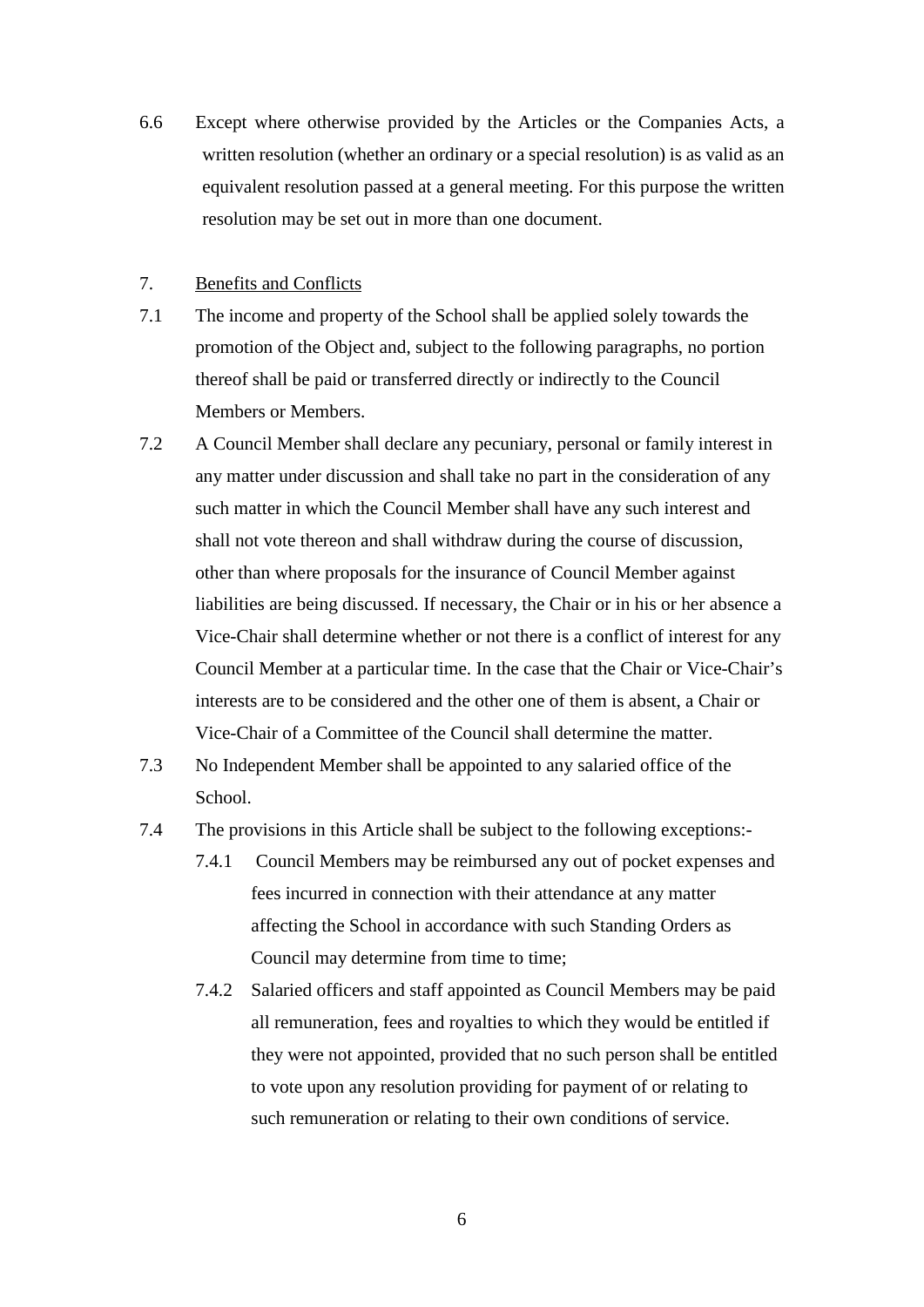6.6 Except where otherwise provided by the Articles or the Companies Acts, a written resolution (whether an ordinary or a special resolution) is as valid as an equivalent resolution passed at a general meeting. For this purpose the written resolution may be set out in more than one document.

7. <u>Benefits and Conflicts</u>

7.1 The income and property of the School shall be applied solely towards the promotion of the Object and, subject to the following paragraphs, no portion thereof shall be paid or transferred directly or indirectly to the Council Members or Members.

7.2 A Council Member shall declare any pecuniary, personal or family interest in any matter under discussion and shall take no part in the consideration of any such matter in which the Council Member shall have any such interest and shall not vote thereon and shall withdraw during the course of discussion, other than where proposals for the insurance of Council Member against liabilities are being discussed. If necessary, the Chair or in his or her absence a Vice-Chair shall determine whether or not there is a conflict of interest for any Council Member at a particular time. In the case that the Chair or Vice-Chair's interests are to be considered and the other one of them is absent, a Chair or Vice-Chair of a Committee of the Council shall determine the matter.

7.3 No Independent Member shall be appointed to any salaried office of the School.

7.4 The provisions in this Article shall be subject to the following exceptions:-

7.4.1 Council Members may be reimbursed any out of pocket expenses and fees incurred in connection with their attendance at any matter affecting the School in accordance with such Standing Orders as Council may determine from time to time;

7.4.2 Salaried officers and staff appointed as Council Members may be paid all remuneration, fees and royalties to which they would be entitled if they were not appointed, provided that no such person shall be entitled to vote upon any resolution providing for payment of or relating to such remuneration or relating to their own conditions of service.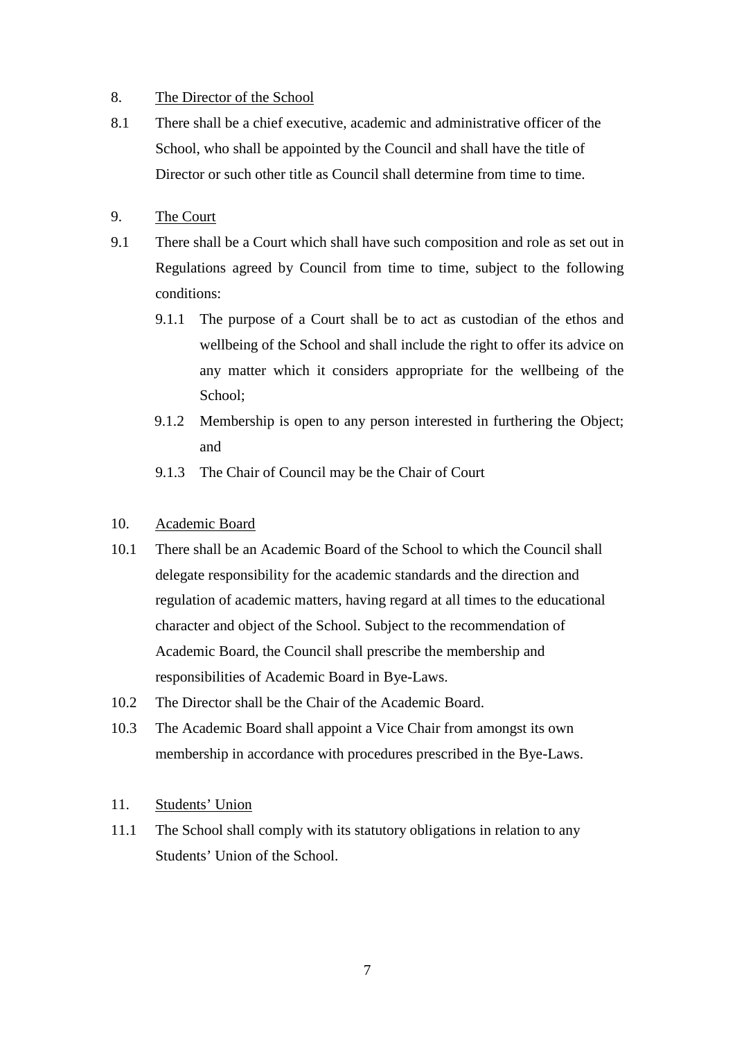8. <u>The Director of the School</u>

8.1 There shall be a chief executive, academic and administrative officer of the School, who shall be appointed by the Council and shall have the title of Director or such other title as Council shall determine from time to time.

9. <u>The Court</u>

9.1 There shall be a Court which shall have such composition and role as set out in Regulations agreed by Council from time to time, subject to the following conditions:

  9.1.1 The purpose of a Court shall be to act as custodian of the ethos and wellbeing of the School and shall include the right to offer its advice on any matter which it considers appropriate for the wellbeing of the School;

  9.1.2 Membership is open to any person interested in furthering the Object; and

  9.1.3 The Chair of Council may be the Chair of Court

10. <u>Academic Board</u>

10.1 There shall be an Academic Board of the School to which the Council shall delegate responsibility for the academic standards and the direction and regulation of academic matters, having regard at all times to the educational character and object of the School. Subject to the recommendation of Academic Board, the Council shall prescribe the membership and responsibilities of Academic Board in Bye-Laws.

10.2 The Director shall be the Chair of the Academic Board.

10.3 The Academic Board shall appoint a Vice Chair from amongst its own membership in accordance with procedures prescribed in the Bye-Laws.

11. <u>Students' Union</u>

11.1 The School shall comply with its statutory obligations in relation to any Students' Union of the School.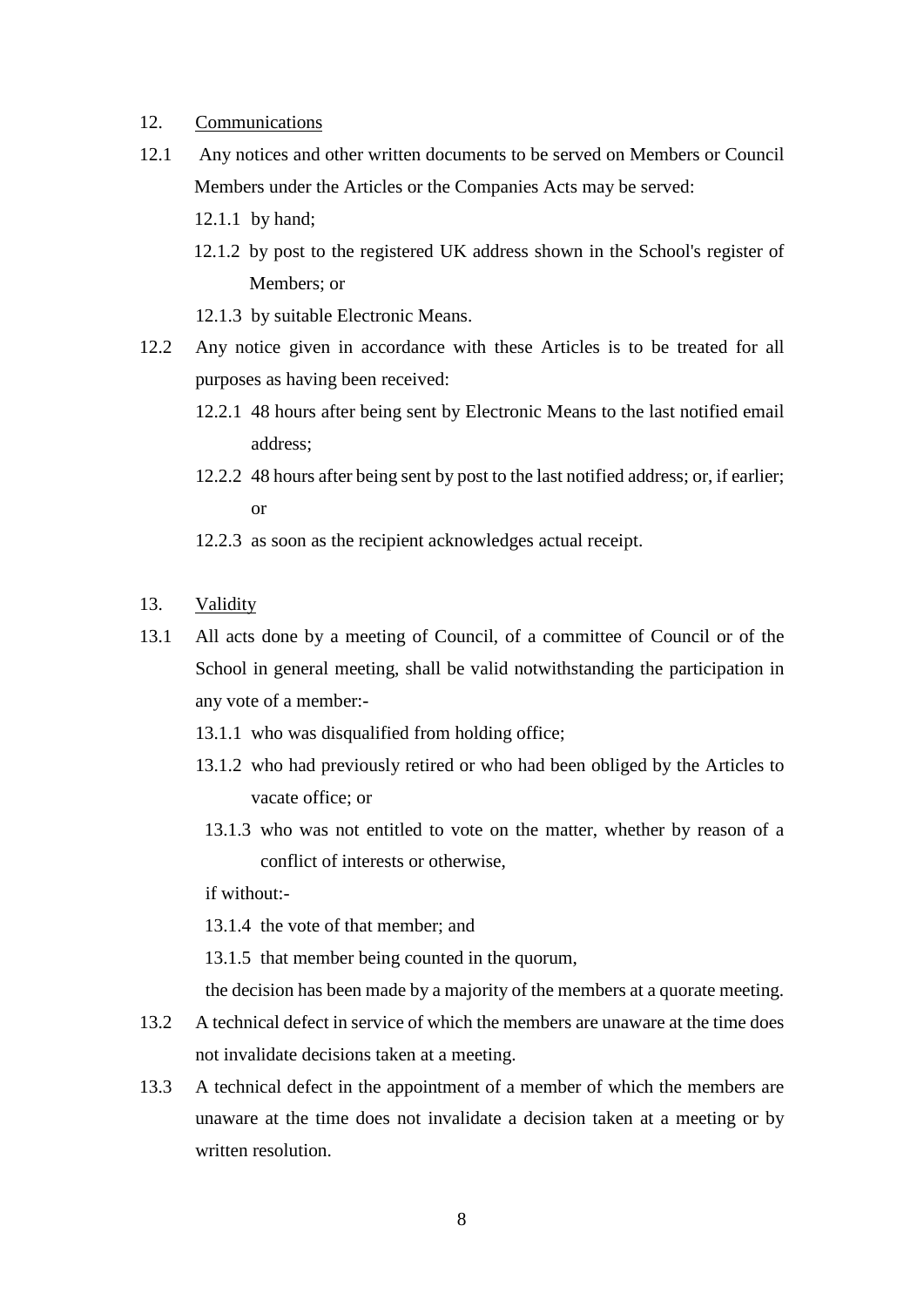12. <u>Communications</u>

12.1 Any notices and other written documents to be served on Members or Council Members under the Articles or the Companies Acts may be served:

- 12.1.1 by hand;
- 12.1.2 by post to the registered UK address shown in the School's register of Members; or
- 12.1.3 by suitable Electronic Means.

12.2 Any notice given in accordance with these Articles is to be treated for all purposes as having been received:

- 12.2.1 48 hours after being sent by Electronic Means to the last notified email address;
- 12.2.2 48 hours after being sent by post to the last notified address; or, if earlier; or
- 12.2.3 as soon as the recipient acknowledges actual receipt.

13. <u>Validity</u>

13.1 All acts done by a meeting of Council, of a committee of Council or of the School in general meeting, shall be valid notwithstanding the participation in any vote of a member:-

- 13.1.1 who was disqualified from holding office;
- 13.1.2 who had previously retired or who had been obliged by the Articles to vacate office; or
- 13.1.3 who was not entitled to vote on the matter, whether by reason of a conflict of interests or otherwise,

if without:-

- 13.1.4 the vote of that member; and
- 13.1.5 that member being counted in the quorum,

the decision has been made by a majority of the members at a quorate meeting.

13.2 A technical defect in service of which the members are unaware at the time does not invalidate decisions taken at a meeting.

13.3 A technical defect in the appointment of a member of which the members are unaware at the time does not invalidate a decision taken at a meeting or by written resolution.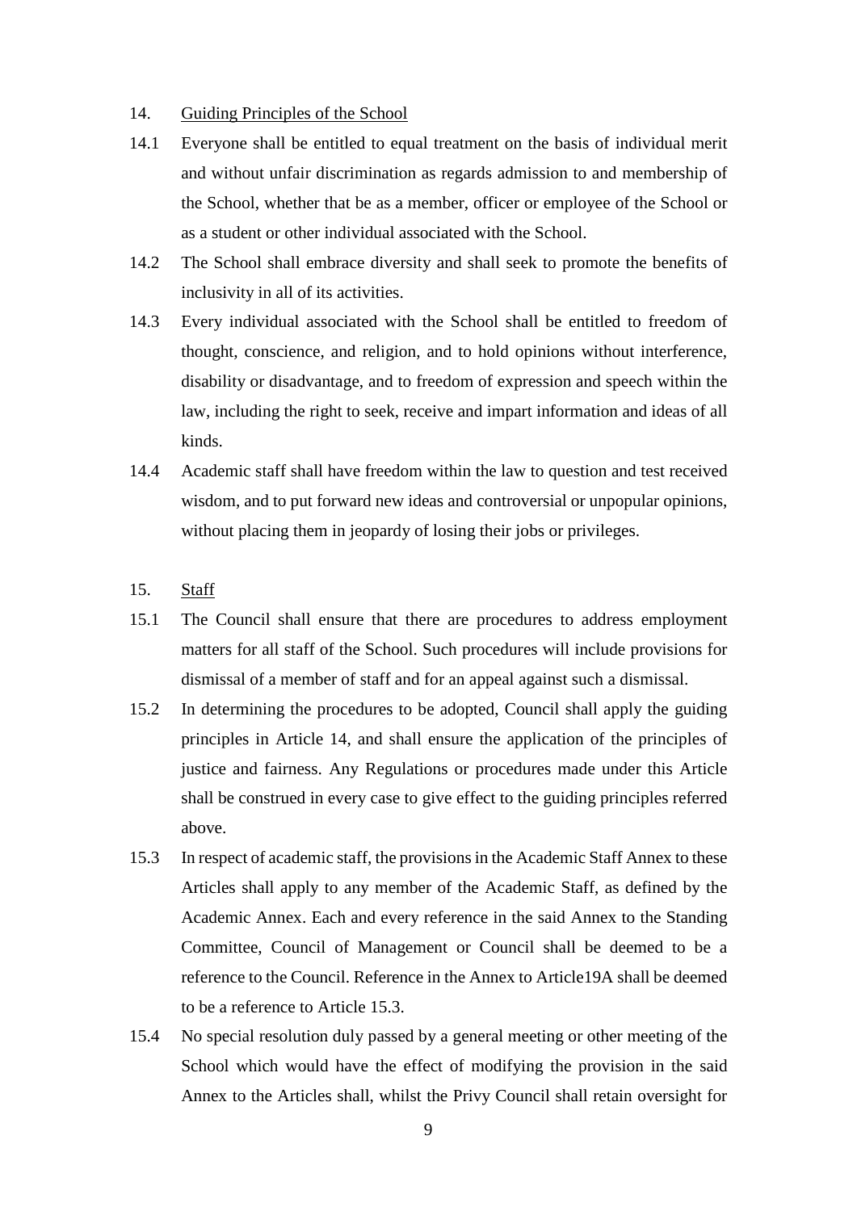14. <u>Guiding Principles of the School</u>

14.1 Everyone shall be entitled to equal treatment on the basis of individual merit and without unfair discrimination as regards admission to and membership of the School, whether that be as a member, officer or employee of the School or as a student or other individual associated with the School.

14.2 The School shall embrace diversity and shall seek to promote the benefits of inclusivity in all of its activities.

14.3 Every individual associated with the School shall be entitled to freedom of thought, conscience, and religion, and to hold opinions without interference, disability or disadvantage, and to freedom of expression and speech within the law, including the right to seek, receive and impart information and ideas of all kinds.

14.4 Academic staff shall have freedom within the law to question and test received wisdom, and to put forward new ideas and controversial or unpopular opinions, without placing them in jeopardy of losing their jobs or privileges.

15. <u>Staff</u>

15.1 The Council shall ensure that there are procedures to address employment matters for all staff of the School. Such procedures will include provisions for dismissal of a member of staff and for an appeal against such a dismissal.

15.2 In determining the procedures to be adopted, Council shall apply the guiding principles in Article 14, and shall ensure the application of the principles of justice and fairness. Any Regulations or procedures made under this Article shall be construed in every case to give effect to the guiding principles referred above.

15.3 In respect of academic staff, the provisions in the Academic Staff Annex to these Articles shall apply to any member of the Academic Staff, as defined by the Academic Annex. Each and every reference in the said Annex to the Standing Committee, Council of Management or Council shall be deemed to be a reference to the Council. Reference in the Annex to Article19A shall be deemed to be a reference to Article 15.3.

15.4 No special resolution duly passed by a general meeting or other meeting of the School which would have the effect of modifying the provision in the said Annex to the Articles shall, whilst the Privy Council shall retain oversight for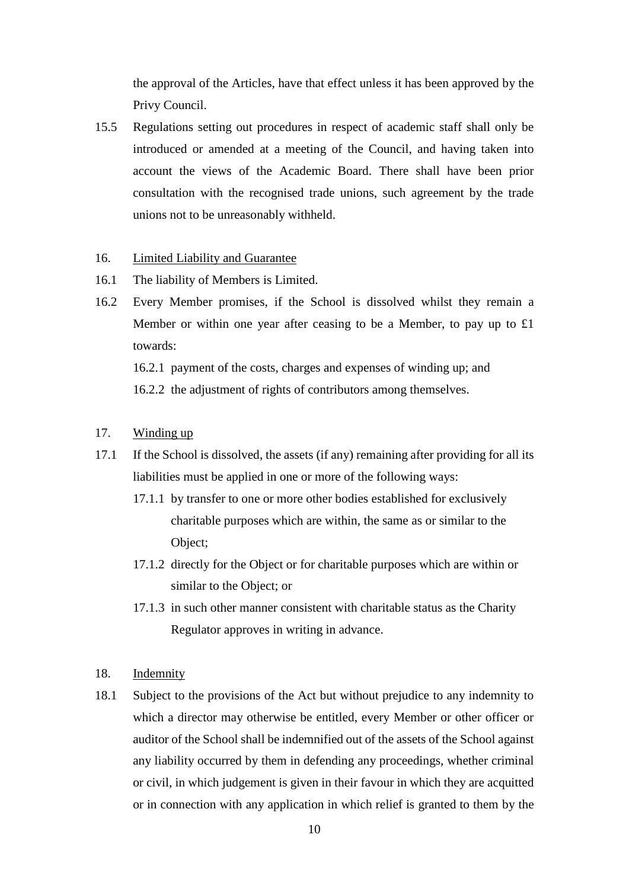the approval of the Articles, have that effect unless it has been approved by the Privy Council.

15.5 Regulations setting out procedures in respect of academic staff shall only be introduced or amended at a meeting of the Council, and having taken into account the views of the Academic Board. There shall have been prior consultation with the recognised trade unions, such agreement by the trade unions not to be unreasonably withheld.

16. Limited Liability and Guarantee

16.1 The liability of Members is Limited.

16.2 Every Member promises, if the School is dissolved whilst they remain a Member or within one year after ceasing to be a Member, to pay up to £1 towards:

16.2.1 payment of the costs, charges and expenses of winding up; and

16.2.2 the adjustment of rights of contributors among themselves.

17. Winding up

17.1 If the School is dissolved, the assets (if any) remaining after providing for all its liabilities must be applied in one or more of the following ways:

17.1.1 by transfer to one or more other bodies established for exclusively charitable purposes which are within, the same as or similar to the Object;

17.1.2 directly for the Object or for charitable purposes which are within or similar to the Object; or

17.1.3 in such other manner consistent with charitable status as the Charity Regulator approves in writing in advance.

18. Indemnity

18.1 Subject to the provisions of the Act but without prejudice to any indemnity to which a director may otherwise be entitled, every Member or other officer or auditor of the School shall be indemnified out of the assets of the School against any liability occurred by them in defending any proceedings, whether criminal or civil, in which judgement is given in their favour in which they are acquitted or in connection with any application in which relief is granted to them by the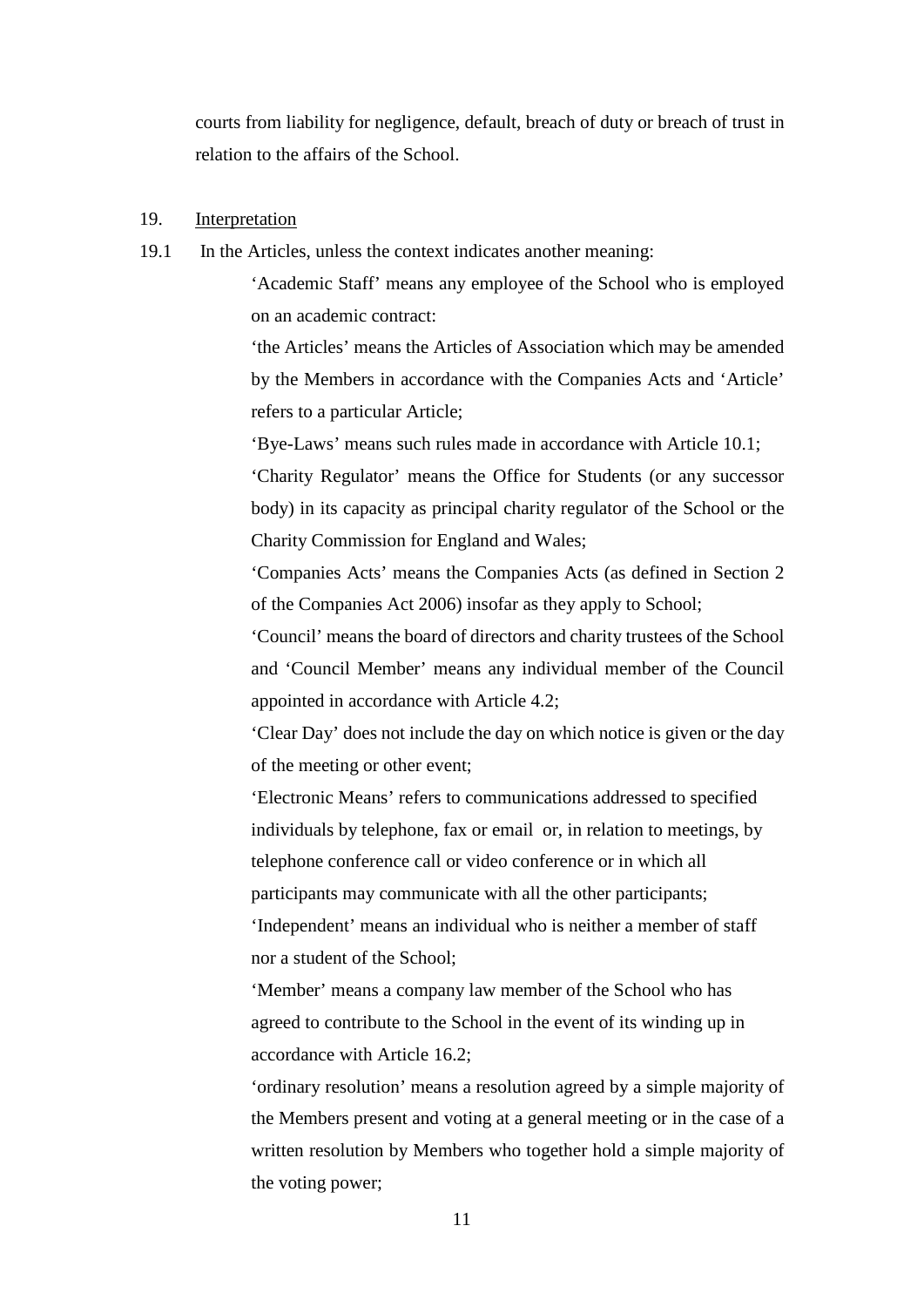courts from liability for negligence, default, breach of duty or breach of trust in relation to the affairs of the School.

19. Interpretation

19.1 In the Articles, unless the context indicates another meaning:

'Academic Staff' means any employee of the School who is employed on an academic contract:

'the Articles' means the Articles of Association which may be amended by the Members in accordance with the Companies Acts and 'Article' refers to a particular Article;

'Bye-Laws' means such rules made in accordance with Article 10.1;

'Charity Regulator' means the Office for Students (or any successor body) in its capacity as principal charity regulator of the School or the Charity Commission for England and Wales;

'Companies Acts' means the Companies Acts (as defined in Section 2 of the Companies Act 2006) insofar as they apply to School;

'Council' means the board of directors and charity trustees of the School and 'Council Member' means any individual member of the Council appointed in accordance with Article 4.2;

'Clear Day' does not include the day on which notice is given or the day of the meeting or other event;

'Electronic Means' refers to communications addressed to specified individuals by telephone, fax or email or, in relation to meetings, by telephone conference call or video conference or in which all participants may communicate with all the other participants;

'Independent' means an individual who is neither a member of staff nor a student of the School;

'Member' means a company law member of the School who has agreed to contribute to the School in the event of its winding up in accordance with Article 16.2;

'ordinary resolution' means a resolution agreed by a simple majority of the Members present and voting at a general meeting or in the case of a written resolution by Members who together hold a simple majority of the voting power;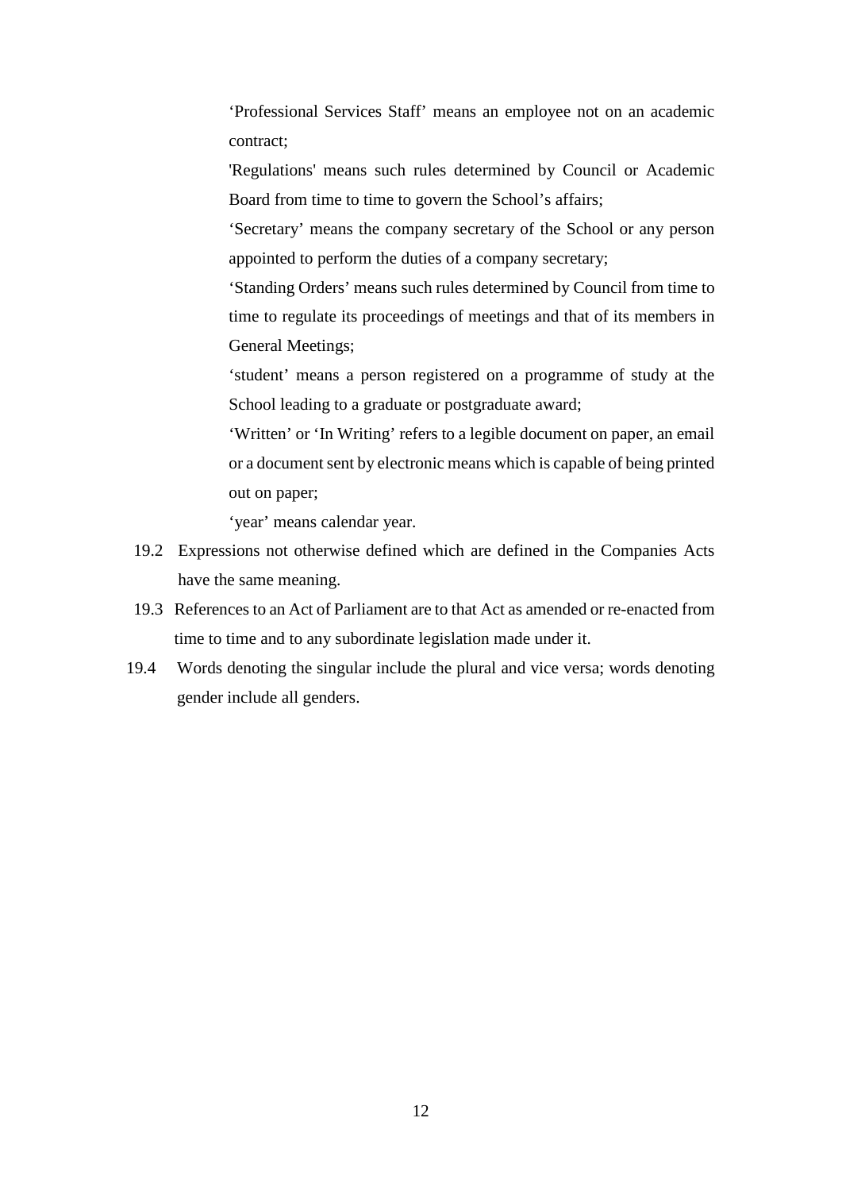‘Professional Services Staff’ means an employee not on an academic contract;

'Regulations' means such rules determined by Council or Academic Board from time to time to govern the School’s affairs;

‘Secretary’ means the company secretary of the School or any person appointed to perform the duties of a company secretary;

‘Standing Orders’ means such rules determined by Council from time to time to regulate its proceedings of meetings and that of its members in General Meetings;

‘student’ means a person registered on a programme of study at the School leading to a graduate or postgraduate award;

‘Written’ or ‘In Writing’ refers to a legible document on paper, an email or a document sent by electronic means which is capable of being printed out on paper;

‘year’ means calendar year.

19.2 Expressions not otherwise defined which are defined in the Companies Acts have the same meaning.

19.3 References to an Act of Parliament are to that Act as amended or re-enacted from time to time and to any subordinate legislation made under it.

19.4 Words denoting the singular include the plural and vice versa; words denoting gender include all genders.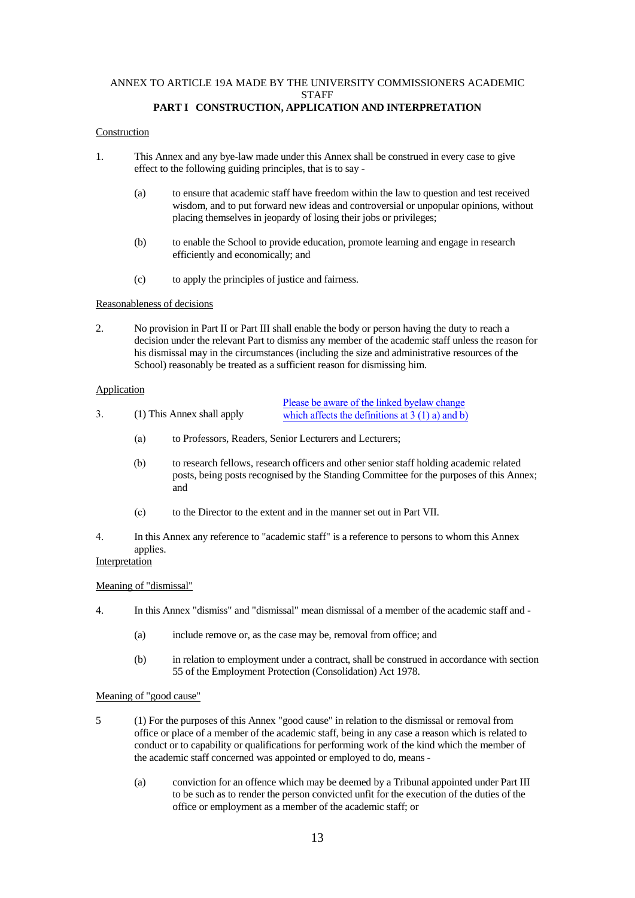ANNEX TO ARTICLE 19A MADE BY THE UNIVERSITY COMMISSIONERS ACADEMIC STAFF

**PART I CONSTRUCTION, APPLICATION AND INTERPRETATION**

Construction

1. This Annex and any bye-law made under this Annex shall be construed in every case to give effect to the following guiding principles, that is to say -

   (a) to ensure that academic staff have freedom within the law to question and test received wisdom, and to put forward new ideas and controversial or unpopular opinions, without placing themselves in jeopardy of losing their jobs or privileges;

   (b) to enable the School to provide education, promote learning and engage in research efficiently and economically; and

   (c) to apply the principles of justice and fairness.

Reasonableness of decisions

2. No provision in Part II or Part III shall enable the body or person having the duty to reach a decision under the relevant Part to dismiss any member of the academic staff unless the reason for his dismissal may in the circumstances (including the size and administrative resources of the School) reasonably be treated as a sufficient reason for dismissing him.

Application

Please be aware of the linked byelaw change which affects the definitions at 3 (1) a) and b)

3. (1) This Annex shall apply

   (a) to Professors, Readers, Senior Lecturers and Lecturers;

   (b) to research fellows, research officers and other senior staff holding academic related posts, being posts recognised by the Standing Committee for the purposes of this Annex; and

   (c) to the Director to the extent and in the manner set out in Part VII.

4. In this Annex any reference to "academic staff" is a reference to persons to whom this Annex applies.

Interpretation

Meaning of "dismissal"

4. In this Annex "dismiss" and "dismissal" mean dismissal of a member of the academic staff and -

   (a) include remove or, as the case may be, removal from office; and

   (b) in relation to employment under a contract, shall be construed in accordance with section 55 of the Employment Protection (Consolidation) Act 1978.

Meaning of "good cause"

5 (1) For the purposes of this Annex "good cause" in relation to the dismissal or removal from office or place of a member of the academic staff, being in any case a reason which is related to conduct or to capability or qualifications for performing work of the kind which the member of the academic staff concerned was appointed or employed to do, means -

   (a) conviction for an offence which may be deemed by a Tribunal appointed under Part III to be such as to render the person convicted unfit for the execution of the duties of the office or employment as a member of the academic staff; or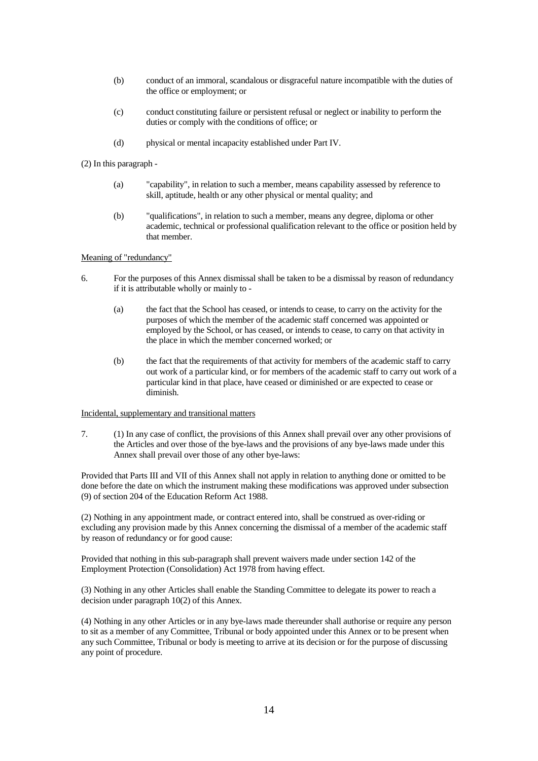(b) conduct of an immoral, scandalous or disgraceful nature incompatible with the duties of the office or employment; or

(c) conduct constituting failure or persistent refusal or neglect or inability to perform the duties or comply with the conditions of office; or

(d) physical or mental incapacity established under Part IV.

(2) In this paragraph -

(a) "capability", in relation to such a member, means capability assessed by reference to skill, aptitude, health or any other physical or mental quality; and

(b) "qualifications", in relation to such a member, means any degree, diploma or other academic, technical or professional qualification relevant to the office or position held by that member.

<u>Meaning of "redundancy"</u>

6. For the purposes of this Annex dismissal shall be taken to be a dismissal by reason of redundancy if it is attributable wholly or mainly to -

(a) the fact that the School has ceased, or intends to cease, to carry on the activity for the purposes of which the member of the academic staff concerned was appointed or employed by the School, or has ceased, or intends to cease, to carry on that activity in the place in which the member concerned worked; or

(b) the fact that the requirements of that activity for members of the academic staff to carry out work of a particular kind, or for members of the academic staff to carry out work of a particular kind in that place, have ceased or diminished or are expected to cease or diminish.

<u>Incidental, supplementary and transitional matters</u>

7. (1) In any case of conflict, the provisions of this Annex shall prevail over any other provisions of the Articles and over those of the bye-laws and the provisions of any bye-laws made under this Annex shall prevail over those of any other bye-laws:

Provided that Parts III and VII of this Annex shall not apply in relation to anything done or omitted to be done before the date on which the instrument making these modifications was approved under subsection (9) of section 204 of the Education Reform Act 1988.

(2) Nothing in any appointment made, or contract entered into, shall be construed as over-riding or excluding any provision made by this Annex concerning the dismissal of a member of the academic staff by reason of redundancy or for good cause:

Provided that nothing in this sub-paragraph shall prevent waivers made under section 142 of the Employment Protection (Consolidation) Act 1978 from having effect.

(3) Nothing in any other Articles shall enable the Standing Committee to delegate its power to reach a decision under paragraph 10(2) of this Annex.

(4) Nothing in any other Articles or in any bye-laws made thereunder shall authorise or require any person to sit as a member of any Committee, Tribunal or body appointed under this Annex or to be present when any such Committee, Tribunal or body is meeting to arrive at its decision or for the purpose of discussing any point of procedure.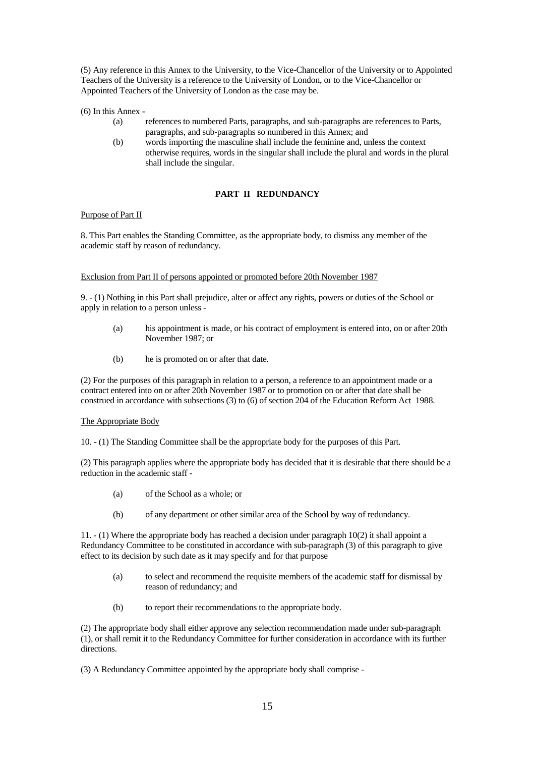(5) Any reference in this Annex to the University, to the Vice-Chancellor of the University or to Appointed Teachers of the University is a reference to the University of London, or to the Vice-Chancellor or Appointed Teachers of the University of London as the case may be.

(6) In this Annex -

- (a) references to numbered Parts, paragraphs, and sub-paragraphs are references to Parts, paragraphs, and sub-paragraphs so numbered in this Annex; and
- (b) words importing the masculine shall include the feminine and, unless the context otherwise requires, words in the singular shall include the plural and words in the plural shall include the singular.

## PART II REDUNDANCY

Purpose of Part II

8. This Part enables the Standing Committee, as the appropriate body, to dismiss any member of the academic staff by reason of redundancy.

Exclusion from Part II of persons appointed or promoted before 20th November 1987

9. - (1) Nothing in this Part shall prejudice, alter or affect any rights, powers or duties of the School or apply in relation to a person unless -

- (a) his appointment is made, or his contract of employment is entered into, on or after 20th November 1987; or
- (b) he is promoted on or after that date.

(2) For the purposes of this paragraph in relation to a person, a reference to an appointment made or a contract entered into on or after 20th November 1987 or to promotion on or after that date shall be construed in accordance with subsections (3) to (6) of section 204 of the Education Reform Act 1988.

The Appropriate Body

10. - (1) The Standing Committee shall be the appropriate body for the purposes of this Part.

(2) This paragraph applies where the appropriate body has decided that it is desirable that there should be a reduction in the academic staff -

- (a) of the School as a whole; or
- (b) of any department or other similar area of the School by way of redundancy.

11. - (1) Where the appropriate body has reached a decision under paragraph 10(2) it shall appoint a Redundancy Committee to be constituted in accordance with sub-paragraph (3) of this paragraph to give effect to its decision by such date as it may specify and for that purpose

- (a) to select and recommend the requisite members of the academic staff for dismissal by reason of redundancy; and
- (b) to report their recommendations to the appropriate body.

(2) The appropriate body shall either approve any selection recommendation made under sub-paragraph (1), or shall remit it to the Redundancy Committee for further consideration in accordance with its further directions.

(3) A Redundancy Committee appointed by the appropriate body shall comprise -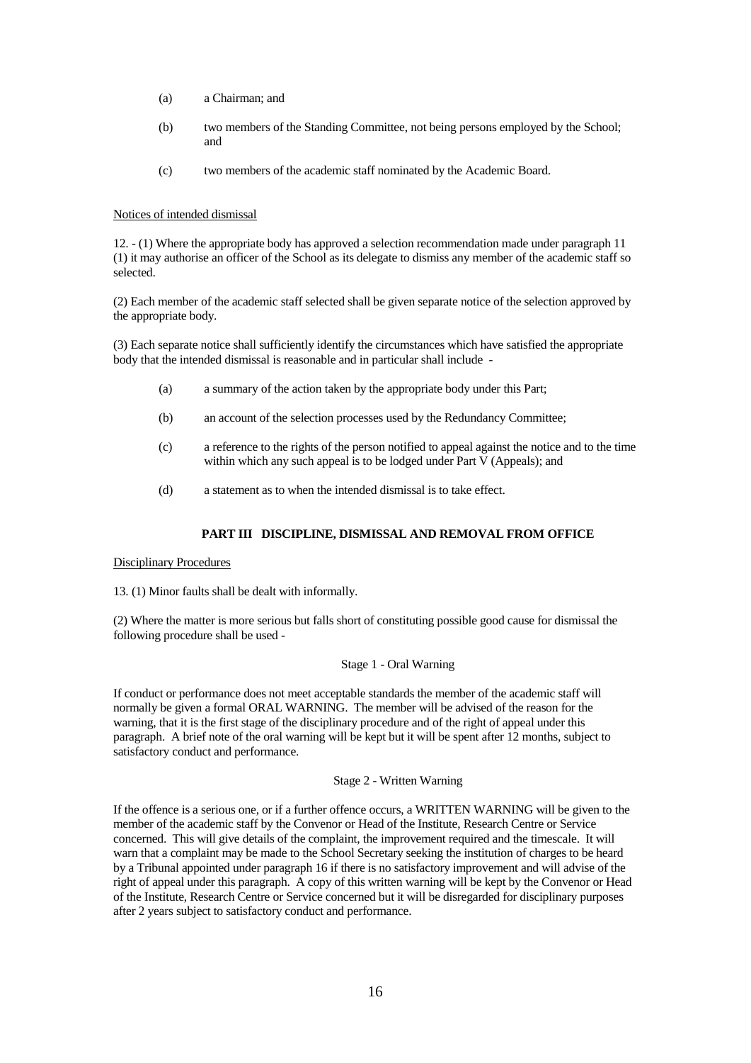- (a) a Chairman; and
- (b) two members of the Standing Committee, not being persons employed by the School; and
- (c) two members of the academic staff nominated by the Academic Board.

Notices of intended dismissal

12. - (1) Where the appropriate body has approved a selection recommendation made under paragraph 11 (1) it may authorise an officer of the School as its delegate to dismiss any member of the academic staff so selected.

(2) Each member of the academic staff selected shall be given separate notice of the selection approved by the appropriate body.

(3) Each separate notice shall sufficiently identify the circumstances which have satisfied the appropriate body that the intended dismissal is reasonable and in particular shall include -

- (a) a summary of the action taken by the appropriate body under this Part;
- (b) an account of the selection processes used by the Redundancy Committee;
- (c) a reference to the rights of the person notified to appeal against the notice and to the time within which any such appeal is to be lodged under Part V (Appeals); and
- (d) a statement as to when the intended dismissal is to take effect.

## PART III DISCIPLINE, DISMISSAL AND REMOVAL FROM OFFICE

Disciplinary Procedures

13. (1) Minor faults shall be dealt with informally.

(2) Where the matter is more serious but falls short of constituting possible good cause for dismissal the following procedure shall be used -

Stage 1 - Oral Warning

If conduct or performance does not meet acceptable standards the member of the academic staff will normally be given a formal ORAL WARNING. The member will be advised of the reason for the warning, that it is the first stage of the disciplinary procedure and of the right of appeal under this paragraph. A brief note of the oral warning will be kept but it will be spent after 12 months, subject to satisfactory conduct and performance.

Stage 2 - Written Warning

If the offence is a serious one, or if a further offence occurs, a WRITTEN WARNING will be given to the member of the academic staff by the Convenor or Head of the Institute, Research Centre or Service concerned. This will give details of the complaint, the improvement required and the timescale. It will warn that a complaint may be made to the School Secretary seeking the institution of charges to be heard by a Tribunal appointed under paragraph 16 if there is no satisfactory improvement and will advise of the right of appeal under this paragraph. A copy of this written warning will be kept by the Convenor or Head of the Institute, Research Centre or Service concerned but it will be disregarded for disciplinary purposes after 2 years subject to satisfactory conduct and performance.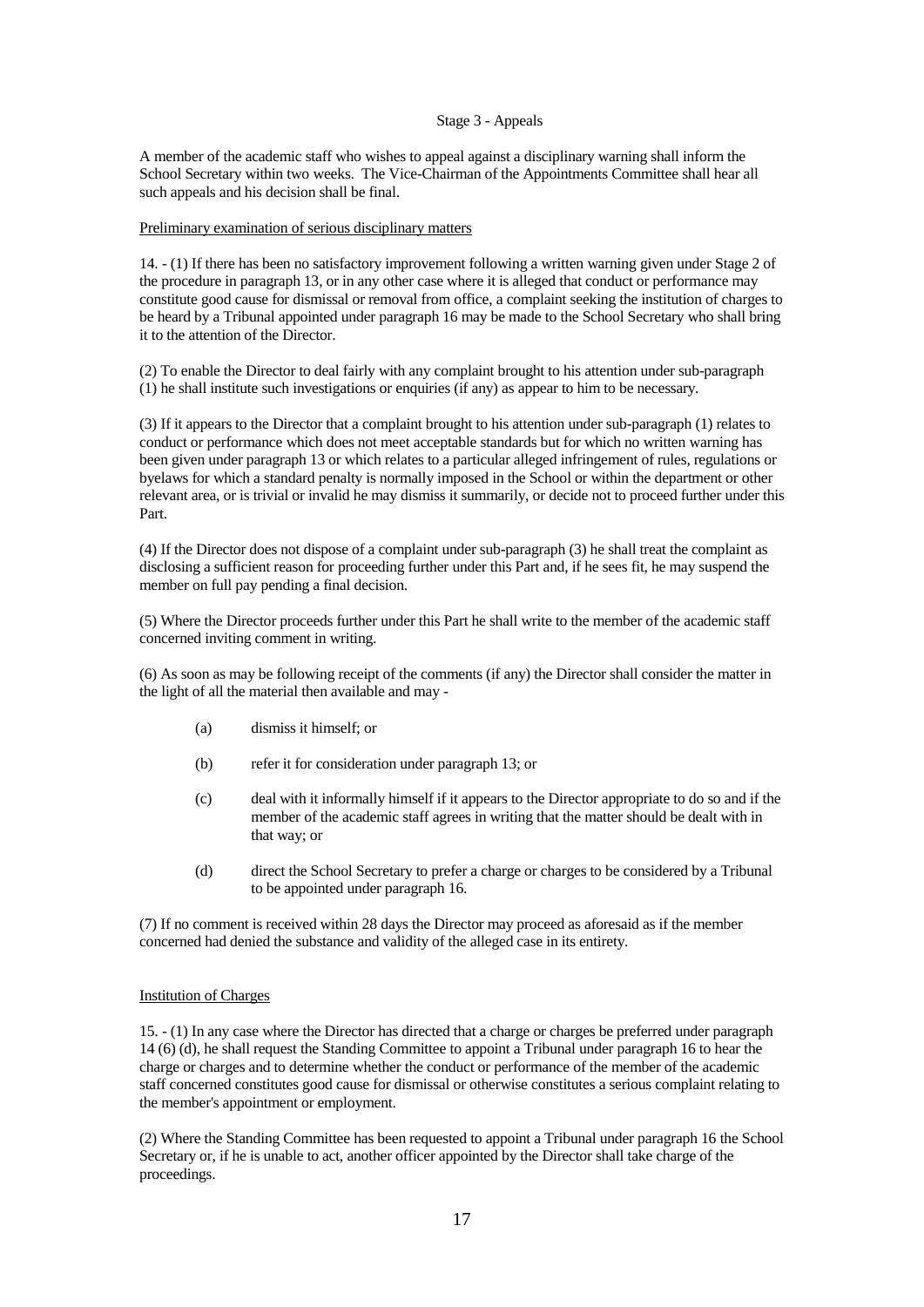Stage 3 - Appeals

A member of the academic staff who wishes to appeal against a disciplinary warning shall inform the School Secretary within two weeks. The Vice-Chairman of the Appointments Committee shall hear all such appeals and his decision shall be final.

<u>Preliminary examination of serious disciplinary matters</u>

14. - (1) If there has been no satisfactory improvement following a written warning given under Stage 2 of the procedure in paragraph 13, or in any other case where it is alleged that conduct or performance may constitute good cause for dismissal or removal from office, a complaint seeking the institution of charges to be heard by a Tribunal appointed under paragraph 16 may be made to the School Secretary who shall bring it to the attention of the Director.

(2) To enable the Director to deal fairly with any complaint brought to his attention under sub-paragraph (1) he shall institute such investigations or enquiries (if any) as appear to him to be necessary.

(3) If it appears to the Director that a complaint brought to his attention under sub-paragraph (1) relates to conduct or performance which does not meet acceptable standards but for which no written warning has been given under paragraph 13 or which relates to a particular alleged infringement of rules, regulations or byelaws for which a standard penalty is normally imposed in the School or within the department or other relevant area, or is trivial or invalid he may dismiss it summarily, or decide not to proceed further under this Part.

(4) If the Director does not dispose of a complaint under sub-paragraph (3) he shall treat the complaint as disclosing a sufficient reason for proceeding further under this Part and, if he sees fit, he may suspend the member on full pay pending a final decision.

(5) Where the Director proceeds further under this Part he shall write to the member of the academic staff concerned inviting comment in writing.

(6) As soon as may be following receipt of the comments (if any) the Director shall consider the matter in the light of all the material then available and may -

- (a) dismiss it himself; or
- (b) refer it for consideration under paragraph 13; or
- (c) deal with it informally himself if it appears to the Director appropriate to do so and if the member of the academic staff agrees in writing that the matter should be dealt with in that way; or
- (d) direct the School Secretary to prefer a charge or charges to be considered by a Tribunal to be appointed under paragraph 16.

(7) If no comment is received within 28 days the Director may proceed as aforesaid as if the member concerned had denied the substance and validity of the alleged case in its entirety.

<u>Institution of Charges</u>

15. - (1) In any case where the Director has directed that a charge or charges be preferred under paragraph 14 (6) (d), he shall request the Standing Committee to appoint a Tribunal under paragraph 16 to hear the charge or charges and to determine whether the conduct or performance of the member of the academic staff concerned constitutes good cause for dismissal or otherwise constitutes a serious complaint relating to the member's appointment or employment.

(2) Where the Standing Committee has been requested to appoint a Tribunal under paragraph 16 the School Secretary or, if he is unable to act, another officer appointed by the Director shall take charge of the proceedings.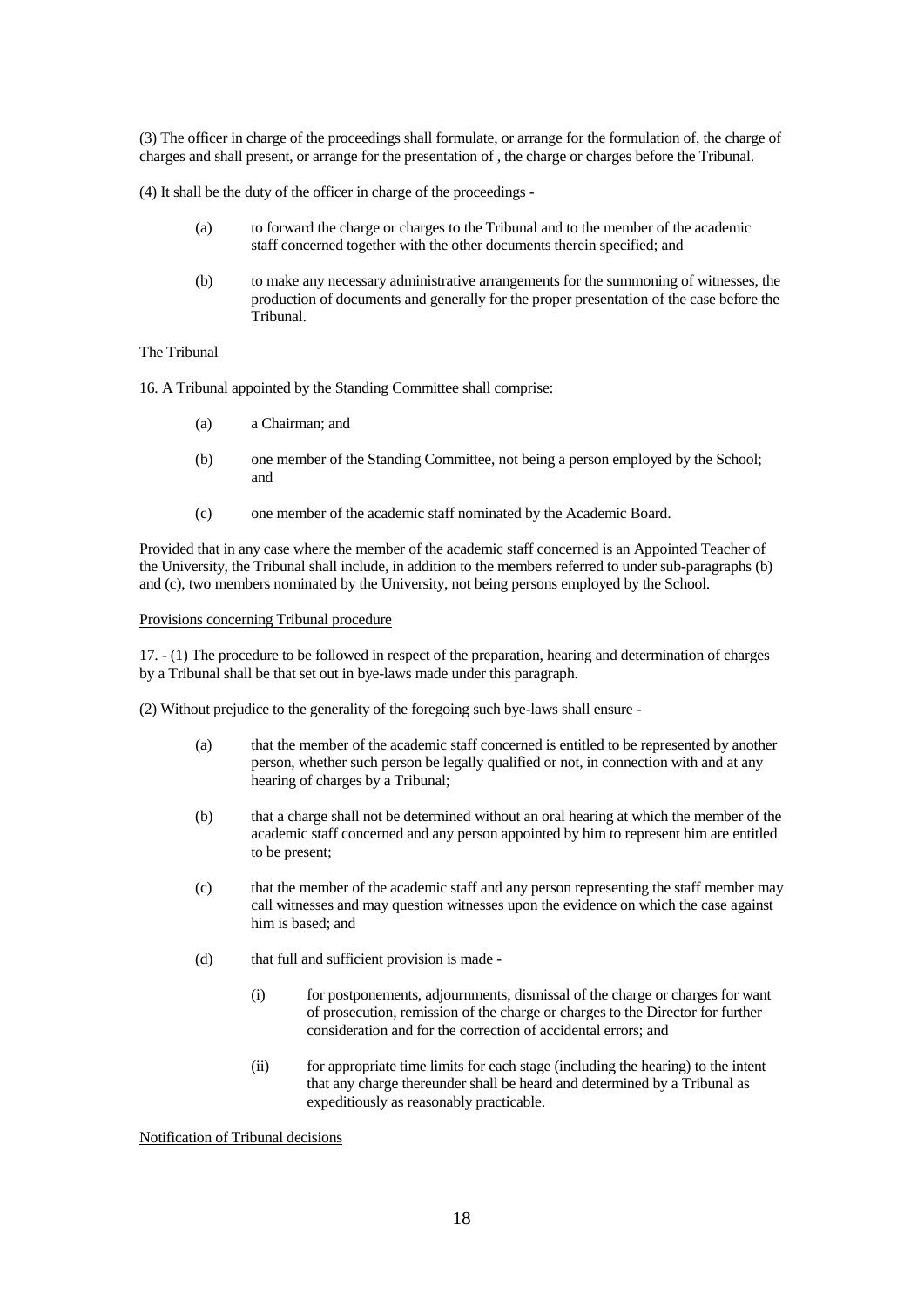(3) The officer in charge of the proceedings shall formulate, or arrange for the formulation of, the charge of charges and shall present, or arrange for the presentation of , the charge or charges before the Tribunal.

(4) It shall be the duty of the officer in charge of the proceedings -

(a) to forward the charge or charges to the Tribunal and to the member of the academic staff concerned together with the other documents therein specified; and

(b) to make any necessary administrative arrangements for the summoning of witnesses, the production of documents and generally for the proper presentation of the case before the Tribunal.

<u>The Tribunal</u>

16. A Tribunal appointed by the Standing Committee shall comprise:

(a) a Chairman; and

(b) one member of the Standing Committee, not being a person employed by the School; and

(c) one member of the academic staff nominated by the Academic Board.

Provided that in any case where the member of the academic staff concerned is an Appointed Teacher of the University, the Tribunal shall include, in addition to the members referred to under sub-paragraphs (b) and (c), two members nominated by the University, not being persons employed by the School.

<u>Provisions concerning Tribunal procedure</u>

17. - (1) The procedure to be followed in respect of the preparation, hearing and determination of charges by a Tribunal shall be that set out in bye-laws made under this paragraph.

(2) Without prejudice to the generality of the foregoing such bye-laws shall ensure -

(a) that the member of the academic staff concerned is entitled to be represented by another person, whether such person be legally qualified or not, in connection with and at any hearing of charges by a Tribunal;

(b) that a charge shall not be determined without an oral hearing at which the member of the academic staff concerned and any person appointed by him to represent him are entitled to be present;

(c) that the member of the academic staff and any person representing the staff member may call witnesses and may question witnesses upon the evidence on which the case against him is based; and

(d) that full and sufficient provision is made -

   (i) for postponements, adjournments, dismissal of the charge or charges for want of prosecution, remission of the charge or charges to the Director for further consideration and for the correction of accidental errors; and

   (ii) for appropriate time limits for each stage (including the hearing) to the intent that any charge thereunder shall be heard and determined by a Tribunal as expeditiously as reasonably practicable.

<u>Notification of Tribunal decisions</u>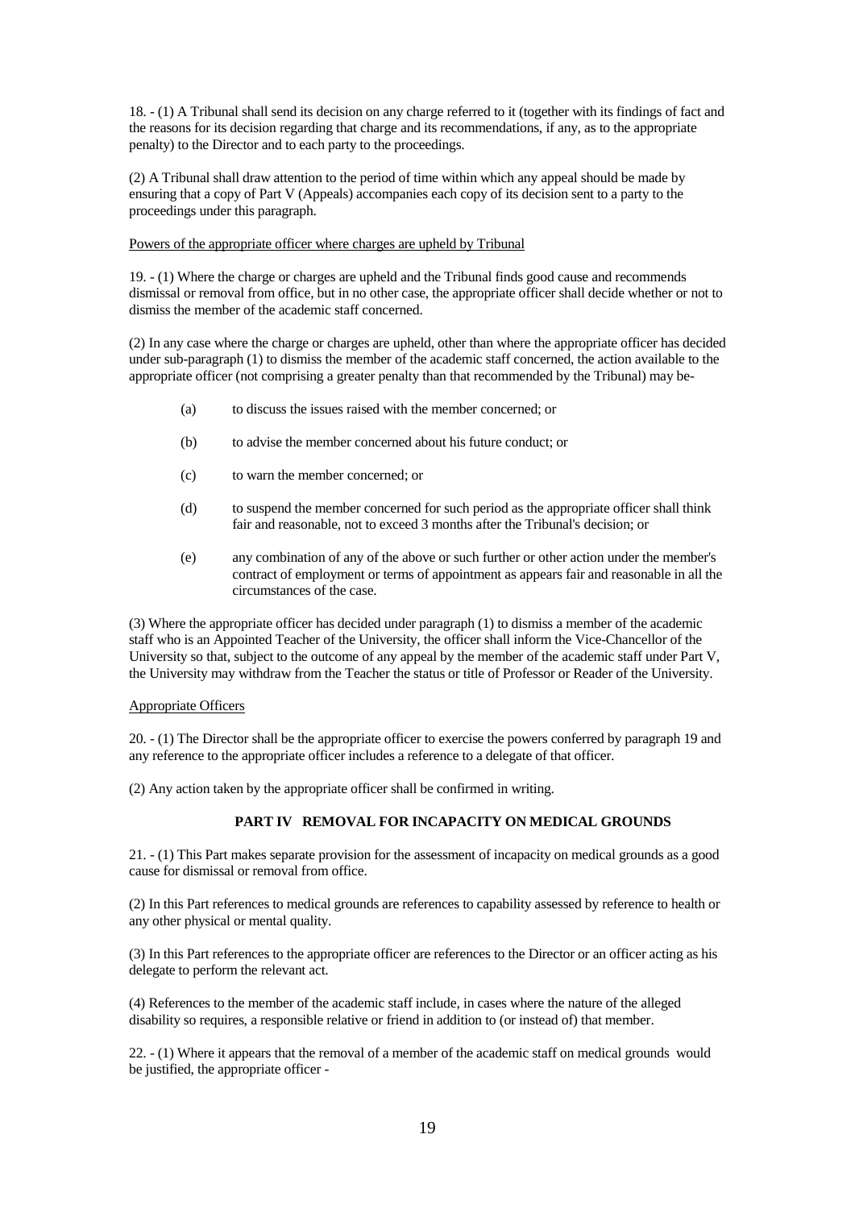18. - (1) A Tribunal shall send its decision on any charge referred to it (together with its findings of fact and the reasons for its decision regarding that charge and its recommendations, if any, as to the appropriate penalty) to the Director and to each party to the proceedings.

(2) A Tribunal shall draw attention to the period of time within which any appeal should be made by ensuring that a copy of Part V (Appeals) accompanies each copy of its decision sent to a party to the proceedings under this paragraph.

Powers of the appropriate officer where charges are upheld by Tribunal

19. - (1) Where the charge or charges are upheld and the Tribunal finds good cause and recommends dismissal or removal from office, but in no other case, the appropriate officer shall decide whether or not to dismiss the member of the academic staff concerned.

(2) In any case where the charge or charges are upheld, other than where the appropriate officer has decided under sub-paragraph (1) to dismiss the member of the academic staff concerned, the action available to the appropriate officer (not comprising a greater penalty than that recommended by the Tribunal) may be-

- (a) to discuss the issues raised with the member concerned; or
- (b) to advise the member concerned about his future conduct; or
- (c) to warn the member concerned; or
- (d) to suspend the member concerned for such period as the appropriate officer shall think fair and reasonable, not to exceed 3 months after the Tribunal's decision; or
- (e) any combination of any of the above or such further or other action under the member's contract of employment or terms of appointment as appears fair and reasonable in all the circumstances of the case.

(3) Where the appropriate officer has decided under paragraph (1) to dismiss a member of the academic staff who is an Appointed Teacher of the University, the officer shall inform the Vice-Chancellor of the University so that, subject to the outcome of any appeal by the member of the academic staff under Part V, the University may withdraw from the Teacher the status or title of Professor or Reader of the University.

Appropriate Officers

20. - (1) The Director shall be the appropriate officer to exercise the powers conferred by paragraph 19 and any reference to the appropriate officer includes a reference to a delegate of that officer.

(2) Any action taken by the appropriate officer shall be confirmed in writing.

## PART IV REMOVAL FOR INCAPACITY ON MEDICAL GROUNDS

21. - (1) This Part makes separate provision for the assessment of incapacity on medical grounds as a good cause for dismissal or removal from office.

(2) In this Part references to medical grounds are references to capability assessed by reference to health or any other physical or mental quality.

(3) In this Part references to the appropriate officer are references to the Director or an officer acting as his delegate to perform the relevant act.

(4) References to the member of the academic staff include, in cases where the nature of the alleged disability so requires, a responsible relative or friend in addition to (or instead of) that member.

22. - (1) Where it appears that the removal of a member of the academic staff on medical grounds would be justified, the appropriate officer -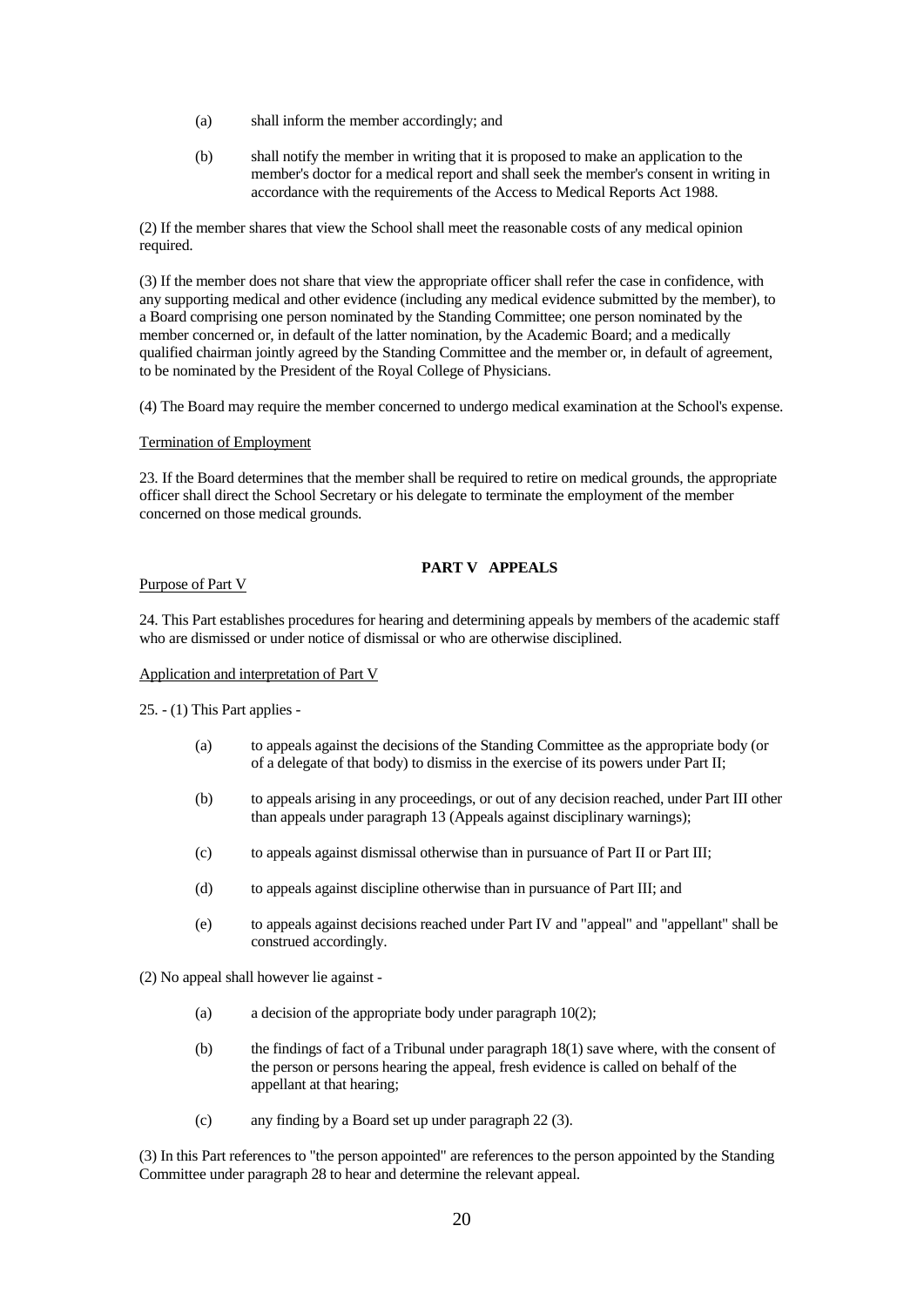(a) shall inform the member accordingly; and

(b) shall notify the member in writing that it is proposed to make an application to the member's doctor for a medical report and shall seek the member's consent in writing in accordance with the requirements of the Access to Medical Reports Act 1988.

(2) If the member shares that view the School shall meet the reasonable costs of any medical opinion required.

(3) If the member does not share that view the appropriate officer shall refer the case in confidence, with any supporting medical and other evidence (including any medical evidence submitted by the member), to a Board comprising one person nominated by the Standing Committee; one person nominated by the member concerned or, in default of the latter nomination, by the Academic Board; and a medically qualified chairman jointly agreed by the Standing Committee and the member or, in default of agreement, to be nominated by the President of the Royal College of Physicians.

(4) The Board may require the member concerned to undergo medical examination at the School's expense.

Termination of Employment

23. If the Board determines that the member shall be required to retire on medical grounds, the appropriate officer shall direct the School Secretary or his delegate to terminate the employment of the member concerned on those medical grounds.

## PART V APPEALS

Purpose of Part V

24. This Part establishes procedures for hearing and determining appeals by members of the academic staff who are dismissed or under notice of dismissal or who are otherwise disciplined.

Application and interpretation of Part V

25. - (1) This Part applies -

(a) to appeals against the decisions of the Standing Committee as the appropriate body (or of a delegate of that body) to dismiss in the exercise of its powers under Part II;

(b) to appeals arising in any proceedings, or out of any decision reached, under Part III other than appeals under paragraph 13 (Appeals against disciplinary warnings);

(c) to appeals against dismissal otherwise than in pursuance of Part II or Part III;

(d) to appeals against discipline otherwise than in pursuance of Part III; and

(e) to appeals against decisions reached under Part IV and "appeal" and "appellant" shall be construed accordingly.

(2) No appeal shall however lie against -

(a) a decision of the appropriate body under paragraph 10(2);

(b) the findings of fact of a Tribunal under paragraph 18(1) save where, with the consent of the person or persons hearing the appeal, fresh evidence is called on behalf of the appellant at that hearing;

(c) any finding by a Board set up under paragraph 22 (3).

(3) In this Part references to "the person appointed" are references to the person appointed by the Standing Committee under paragraph 28 to hear and determine the relevant appeal.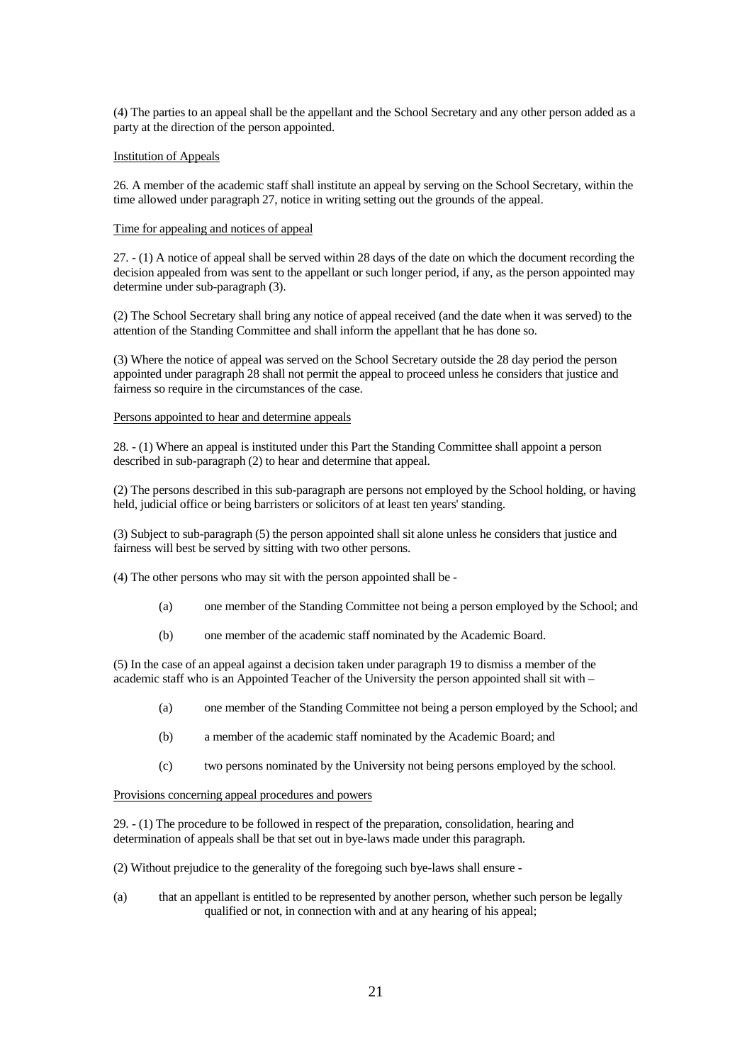(4) The parties to an appeal shall be the appellant and the School Secretary and any other person added as a party at the direction of the person appointed.

Institution of Appeals

26. A member of the academic staff shall institute an appeal by serving on the School Secretary, within the time allowed under paragraph 27, notice in writing setting out the grounds of the appeal.

Time for appealing and notices of appeal

27. - (1) A notice of appeal shall be served within 28 days of the date on which the document recording the decision appealed from was sent to the appellant or such longer period, if any, as the person appointed may determine under sub-paragraph (3).

(2) The School Secretary shall bring any notice of appeal received (and the date when it was served) to the attention of the Standing Committee and shall inform the appellant that he has done so.

(3) Where the notice of appeal was served on the School Secretary outside the 28 day period the person appointed under paragraph 28 shall not permit the appeal to proceed unless he considers that justice and fairness so require in the circumstances of the case.

Persons appointed to hear and determine appeals

28. - (1) Where an appeal is instituted under this Part the Standing Committee shall appoint a person described in sub-paragraph (2) to hear and determine that appeal.

(2) The persons described in this sub-paragraph are persons not employed by the School holding, or having held, judicial office or being barristers or solicitors of at least ten years' standing.

(3) Subject to sub-paragraph (5) the person appointed shall sit alone unless he considers that justice and fairness will best be served by sitting with two other persons.

(4) The other persons who may sit with the person appointed shall be -

- (a) one member of the Standing Committee not being a person employed by the School; and
- (b) one member of the academic staff nominated by the Academic Board.

(5) In the case of an appeal against a decision taken under paragraph 19 to dismiss a member of the academic staff who is an Appointed Teacher of the University the person appointed shall sit with –

- (a) one member of the Standing Committee not being a person employed by the School; and
- (b) a member of the academic staff nominated by the Academic Board; and
- (c) two persons nominated by the University not being persons employed by the school.

Provisions concerning appeal procedures and powers

29. - (1) The procedure to be followed in respect of the preparation, consolidation, hearing and determination of appeals shall be that set out in bye-laws made under this paragraph.

(2) Without prejudice to the generality of the foregoing such bye-laws shall ensure -

(a) that an appellant is entitled to be represented by another person, whether such person be legally qualified or not, in connection with and at any hearing of his appeal;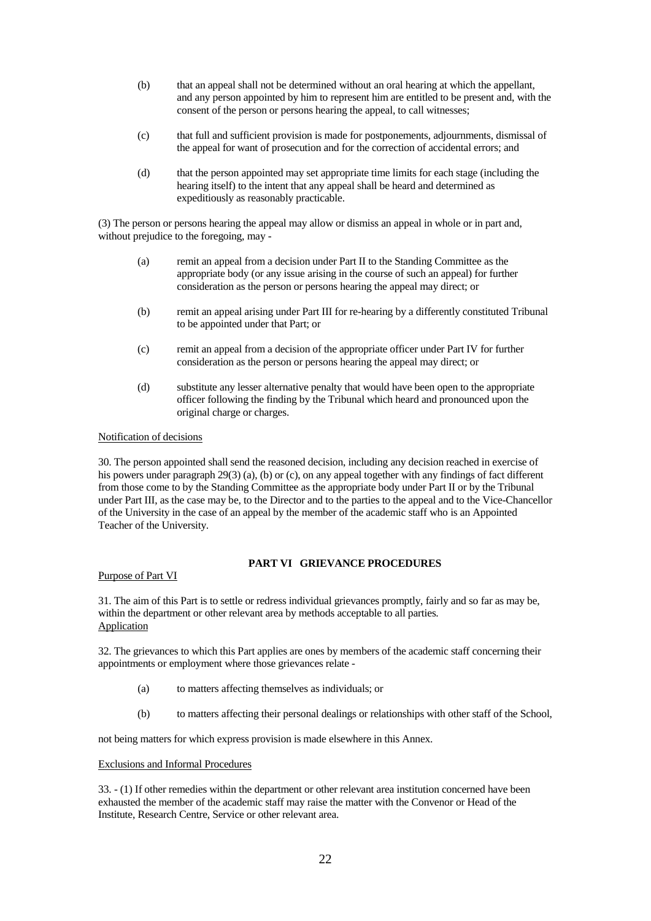(b) that an appeal shall not be determined without an oral hearing at which the appellant, and any person appointed by him to represent him are entitled to be present and, with the consent of the person or persons hearing the appeal, to call witnesses;

(c) that full and sufficient provision is made for postponements, adjournments, dismissal of the appeal for want of prosecution and for the correction of accidental errors; and

(d) that the person appointed may set appropriate time limits for each stage (including the hearing itself) to the intent that any appeal shall be heard and determined as expeditiously as reasonably practicable.

(3) The person or persons hearing the appeal may allow or dismiss an appeal in whole or in part and, without prejudice to the foregoing, may -

(a) remit an appeal from a decision under Part II to the Standing Committee as the appropriate body (or any issue arising in the course of such an appeal) for further consideration as the person or persons hearing the appeal may direct; or

(b) remit an appeal arising under Part III for re-hearing by a differently constituted Tribunal to be appointed under that Part; or

(c) remit an appeal from a decision of the appropriate officer under Part IV for further consideration as the person or persons hearing the appeal may direct; or

(d) substitute any lesser alternative penalty that would have been open to the appropriate officer following the finding by the Tribunal which heard and pronounced upon the original charge or charges.

Notification of decisions

30. The person appointed shall send the reasoned decision, including any decision reached in exercise of his powers under paragraph 29(3) (a), (b) or (c), on any appeal together with any findings of fact different from those come to by the Standing Committee as the appropriate body under Part II or by the Tribunal under Part III, as the case may be, to the Director and to the parties to the appeal and to the Vice-Chancellor of the University in the case of an appeal by the member of the academic staff who is an Appointed Teacher of the University.

## PART VI GRIEVANCE PROCEDURES

Purpose of Part VI

31. The aim of this Part is to settle or redress individual grievances promptly, fairly and so far as may be, within the department or other relevant area by methods acceptable to all parties.

Application

32. The grievances to which this Part applies are ones by members of the academic staff concerning their appointments or employment where those grievances relate -

(a) to matters affecting themselves as individuals; or

(b) to matters affecting their personal dealings or relationships with other staff of the School,

not being matters for which express provision is made elsewhere in this Annex.

Exclusions and Informal Procedures

33. - (1) If other remedies within the department or other relevant area institution concerned have been exhausted the member of the academic staff may raise the matter with the Convenor or Head of the Institute, Research Centre, Service or other relevant area.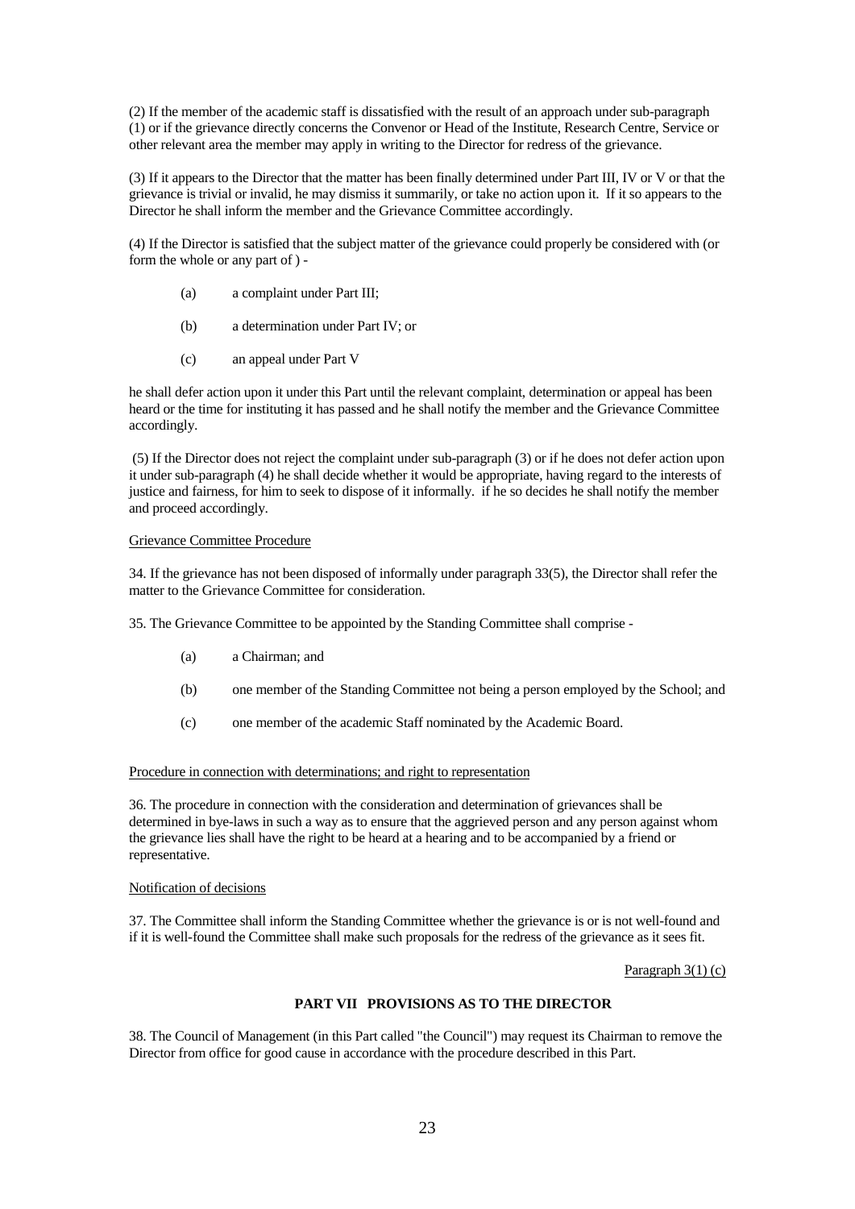(2) If the member of the academic staff is dissatisfied with the result of an approach under sub-paragraph (1) or if the grievance directly concerns the Convenor or Head of the Institute, Research Centre, Service or other relevant area the member may apply in writing to the Director for redress of the grievance.

(3) If it appears to the Director that the matter has been finally determined under Part III, IV or V or that the grievance is trivial or invalid, he may dismiss it summarily, or take no action upon it. If it so appears to the Director he shall inform the member and the Grievance Committee accordingly.

(4) If the Director is satisfied that the subject matter of the grievance could properly be considered with (or form the whole or any part of ) -

- (a) a complaint under Part III;
- (b) a determination under Part IV; or
- (c) an appeal under Part V

he shall defer action upon it under this Part until the relevant complaint, determination or appeal has been heard or the time for instituting it has passed and he shall notify the member and the Grievance Committee accordingly.

(5) If the Director does not reject the complaint under sub-paragraph (3) or if he does not defer action upon it under sub-paragraph (4) he shall decide whether it would be appropriate, having regard to the interests of justice and fairness, for him to seek to dispose of it informally. if he so decides he shall notify the member and proceed accordingly.

Grievance Committee Procedure

34. If the grievance has not been disposed of informally under paragraph 33(5), the Director shall refer the matter to the Grievance Committee for consideration.

35. The Grievance Committee to be appointed by the Standing Committee shall comprise -

- (a) a Chairman; and
- (b) one member of the Standing Committee not being a person employed by the School; and
- (c) one member of the academic Staff nominated by the Academic Board.

Procedure in connection with determinations; and right to representation

36. The procedure in connection with the consideration and determination of grievances shall be determined in bye-laws in such a way as to ensure that the aggrieved person and any person against whom the grievance lies shall have the right to be heard at a hearing and to be accompanied by a friend or representative.

Notification of decisions

37. The Committee shall inform the Standing Committee whether the grievance is or is not well-found and if it is well-found the Committee shall make such proposals for the redress of the grievance as it sees fit.

Paragraph 3(1) (c)

## PART VII PROVISIONS AS TO THE DIRECTOR

38. The Council of Management (in this Part called "the Council") may request its Chairman to remove the Director from office for good cause in accordance with the procedure described in this Part.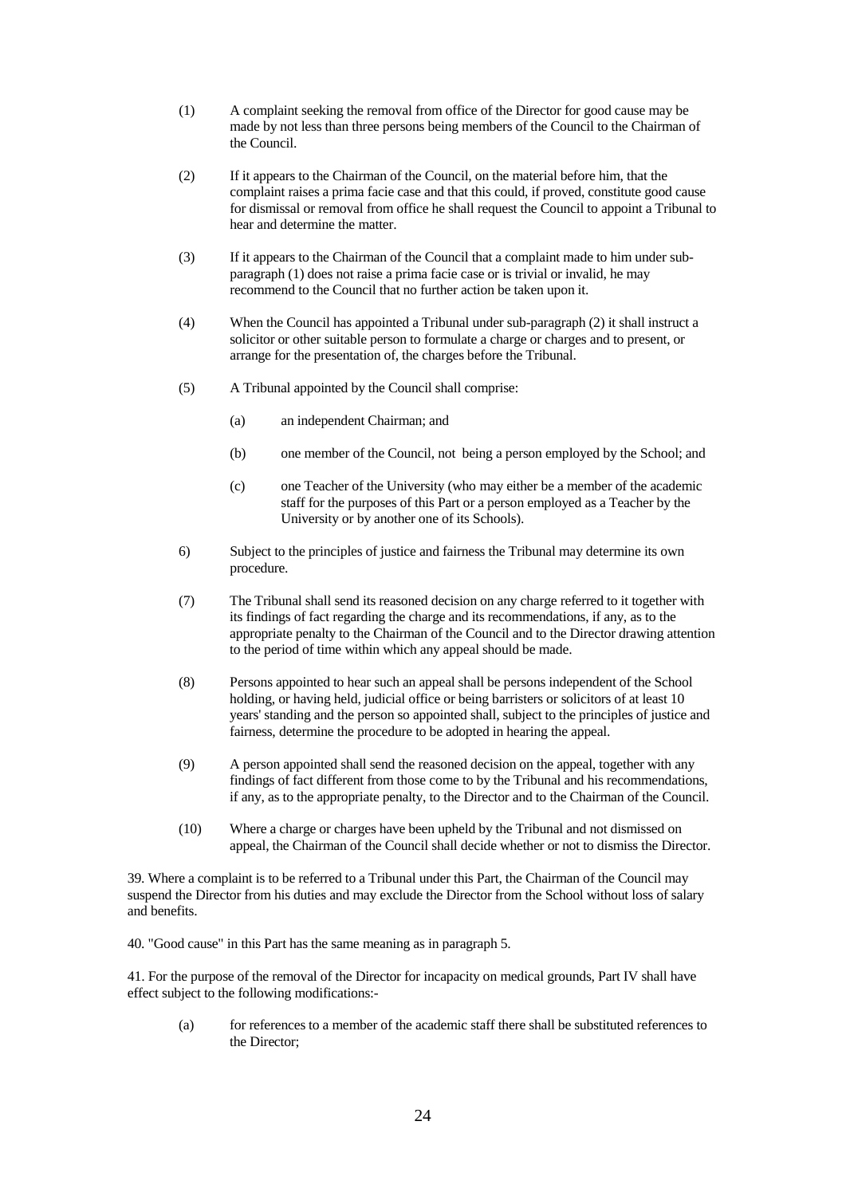(1) A complaint seeking the removal from office of the Director for good cause may be made by not less than three persons being members of the Council to the Chairman of the Council.

(2) If it appears to the Chairman of the Council, on the material before him, that the complaint raises a prima facie case and that this could, if proved, constitute good cause for dismissal or removal from office he shall request the Council to appoint a Tribunal to hear and determine the matter.

(3) If it appears to the Chairman of the Council that a complaint made to him under sub-paragraph (1) does not raise a prima facie case or is trivial or invalid, he may recommend to the Council that no further action be taken upon it.

(4) When the Council has appointed a Tribunal under sub-paragraph (2) it shall instruct a solicitor or other suitable person to formulate a charge or charges and to present, or arrange for the presentation of, the charges before the Tribunal.

(5) A Tribunal appointed by the Council shall comprise:

   (a) an independent Chairman; and

   (b) one member of the Council, not being a person employed by the School; and

   (c) one Teacher of the University (who may either be a member of the academic staff for the purposes of this Part or a person employed as a Teacher by the University or by another one of its Schools).

6) Subject to the principles of justice and fairness the Tribunal may determine its own procedure.

(7) The Tribunal shall send its reasoned decision on any charge referred to it together with its findings of fact regarding the charge and its recommendations, if any, as to the appropriate penalty to the Chairman of the Council and to the Director drawing attention to the period of time within which any appeal should be made.

(8) Persons appointed to hear such an appeal shall be persons independent of the School holding, or having held, judicial office or being barristers or solicitors of at least 10 years' standing and the person so appointed shall, subject to the principles of justice and fairness, determine the procedure to be adopted in hearing the appeal.

(9) A person appointed shall send the reasoned decision on the appeal, together with any findings of fact different from those come to by the Tribunal and his recommendations, if any, as to the appropriate penalty, to the Director and to the Chairman of the Council.

(10) Where a charge or charges have been upheld by the Tribunal and not dismissed on appeal, the Chairman of the Council shall decide whether or not to dismiss the Director.

39. Where a complaint is to be referred to a Tribunal under this Part, the Chairman of the Council may suspend the Director from his duties and may exclude the Director from the School without loss of salary and benefits.

40. "Good cause" in this Part has the same meaning as in paragraph 5.

41. For the purpose of the removal of the Director for incapacity on medical grounds, Part IV shall have effect subject to the following modifications:-

   (a) for references to a member of the academic staff there shall be substituted references to the Director;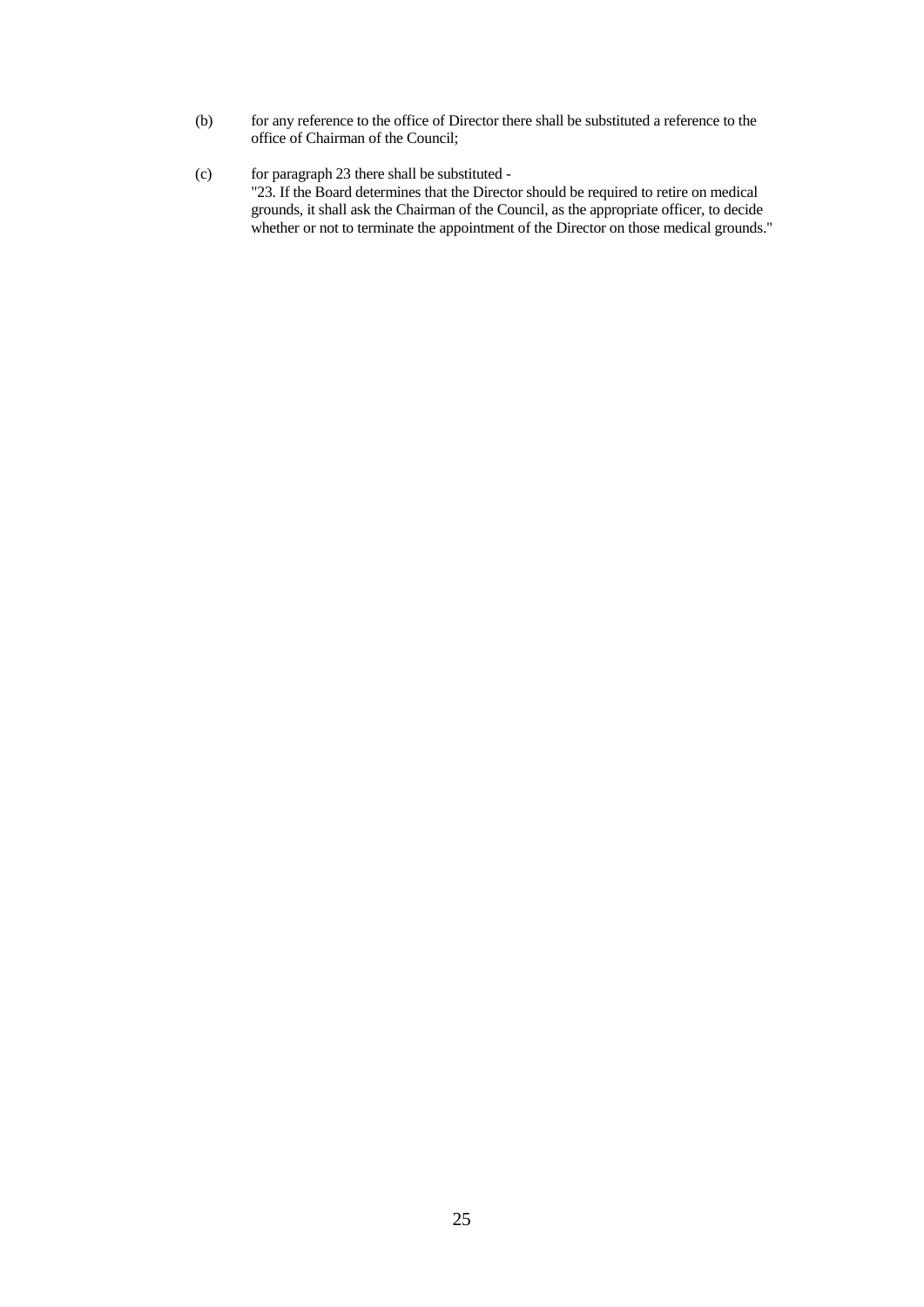(b) for any reference to the office of Director there shall be substituted a reference to the office of Chairman of the Council;

(c) for paragraph 23 there shall be substituted -
"23. If the Board determines that the Director should be required to retire on medical grounds, it shall ask the Chairman of the Council, as the appropriate officer, to decide whether or not to terminate the appointment of the Director on those medical grounds."